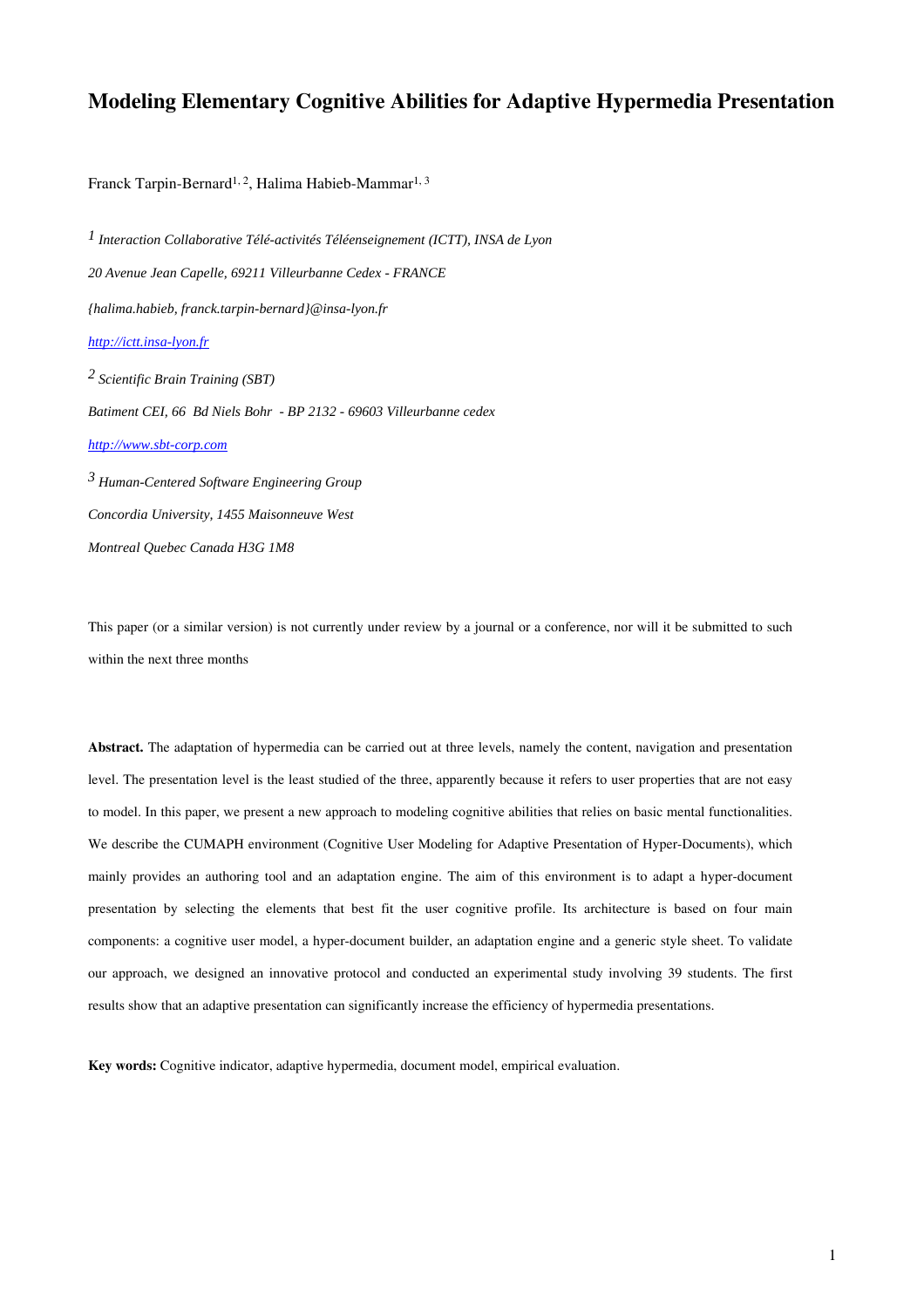# Modeling Elementary Cognitive Abilities for Adaptive Hypermedia Presentation

Franck Tarpin-Bernard[1, 2], Halima Habieb-Mammar[1, 3]

[1] *Interaction Collaborative Télé-activités Téléenseignement (ICTT), INSA de Lyon*

*20 Avenue Jean Capelle, 69211 Villeurbanne Cedex - FRANCE*

*{halima.habieb, franck.tarpin-bernard}@insa-lyon.fr*

*http://ictt.insa-lyon.fr*

[2] *Scientific Brain Training (SBT)*

*Batiment CEI, 66 Bd Niels Bohr - BP 2132 - 69603 Villeurbanne cedex*

*http://www.sbt-corp.com*

[3] *Human-Centered Software Engineering Group*

*Concordia University, 1455 Maisonneuve West*

*Montreal Quebec Canada H3G 1M8*

This paper (or a similar version) is not currently under review by a journal or a conference, nor will it be submitted to such within the next three months

**Abstract.** The adaptation of hypermedia can be carried out at three levels, namely the content, navigation and presentation level. The presentation level is the least studied of the three, apparently because it refers to user properties that are not easy to model. In this paper, we present a new approach to modeling cognitive abilities that relies on basic mental functionalities. We describe the CUMAPH environment (Cognitive User Modeling for Adaptive Presentation of Hyper-Documents), which mainly provides an authoring tool and an adaptation engine. The aim of this environment is to adapt a hyper-document presentation by selecting the elements that best fit the user cognitive profile. Its architecture is based on four main components: a cognitive user model, a hyper-document builder, an adaptation engine and a generic style sheet. To validate our approach, we designed an innovative protocol and conducted an experimental study involving 39 students. The first results show that an adaptive presentation can significantly increase the efficiency of hypermedia presentations.

**Key words:** Cognitive indicator, adaptive hypermedia, document model, empirical evaluation.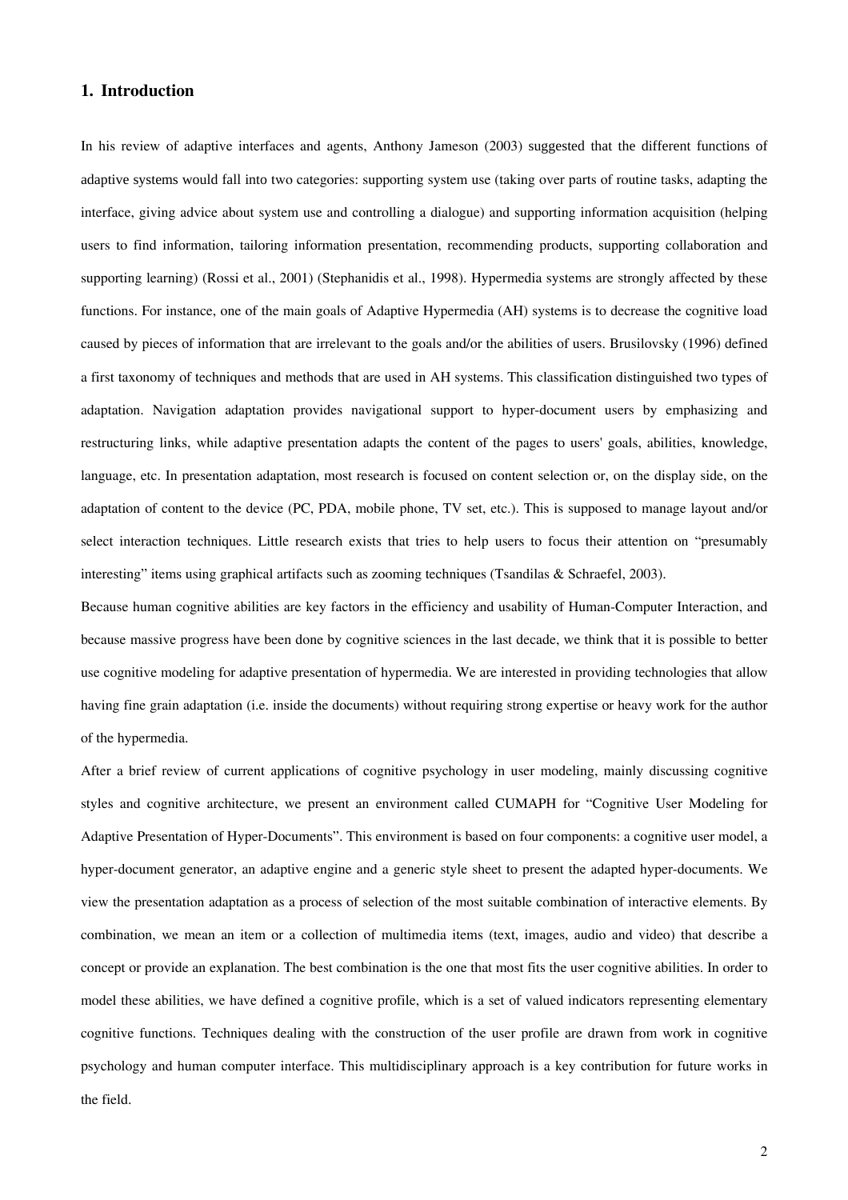## 1. Introduction

In his review of adaptive interfaces and agents, Anthony Jameson (2003) suggested that the different functions of adaptive systems would fall into two categories: supporting system use (taking over parts of routine tasks, adapting the interface, giving advice about system use and controlling a dialogue) and supporting information acquisition (helping users to find information, tailoring information presentation, recommending products, supporting collaboration and supporting learning) (Rossi et al., 2001) (Stephanidis et al., 1998). Hypermedia systems are strongly affected by these functions. For instance, one of the main goals of Adaptive Hypermedia (AH) systems is to decrease the cognitive load caused by pieces of information that are irrelevant to the goals and/or the abilities of users. Brusilovsky (1996) defined a first taxonomy of techniques and methods that are used in AH systems. This classification distinguished two types of adaptation. Navigation adaptation provides navigational support to hyper-document users by emphasizing and restructuring links, while adaptive presentation adapts the content of the pages to users' goals, abilities, knowledge, language, etc. In presentation adaptation, most research is focused on content selection or, on the display side, on the adaptation of content to the device (PC, PDA, mobile phone, TV set, etc.). This is supposed to manage layout and/or select interaction techniques. Little research exists that tries to help users to focus their attention on "presumably interesting" items using graphical artifacts such as zooming techniques (Tsandilas & Schraefel, 2003).

Because human cognitive abilities are key factors in the efficiency and usability of Human-Computer Interaction, and because massive progress have been done by cognitive sciences in the last decade, we think that it is possible to better use cognitive modeling for adaptive presentation of hypermedia. We are interested in providing technologies that allow having fine grain adaptation (i.e. inside the documents) without requiring strong expertise or heavy work for the author of the hypermedia.

After a brief review of current applications of cognitive psychology in user modeling, mainly discussing cognitive styles and cognitive architecture, we present an environment called CUMAPH for "Cognitive User Modeling for Adaptive Presentation of Hyper-Documents". This environment is based on four components: a cognitive user model, a hyper-document generator, an adaptive engine and a generic style sheet to present the adapted hyper-documents. We view the presentation adaptation as a process of selection of the most suitable combination of interactive elements. By combination, we mean an item or a collection of multimedia items (text, images, audio and video) that describe a concept or provide an explanation. The best combination is the one that most fits the user cognitive abilities. In order to model these abilities, we have defined a cognitive profile, which is a set of valued indicators representing elementary cognitive functions. Techniques dealing with the construction of the user profile are drawn from work in cognitive psychology and human computer interface. This multidisciplinary approach is a key contribution for future works in the field.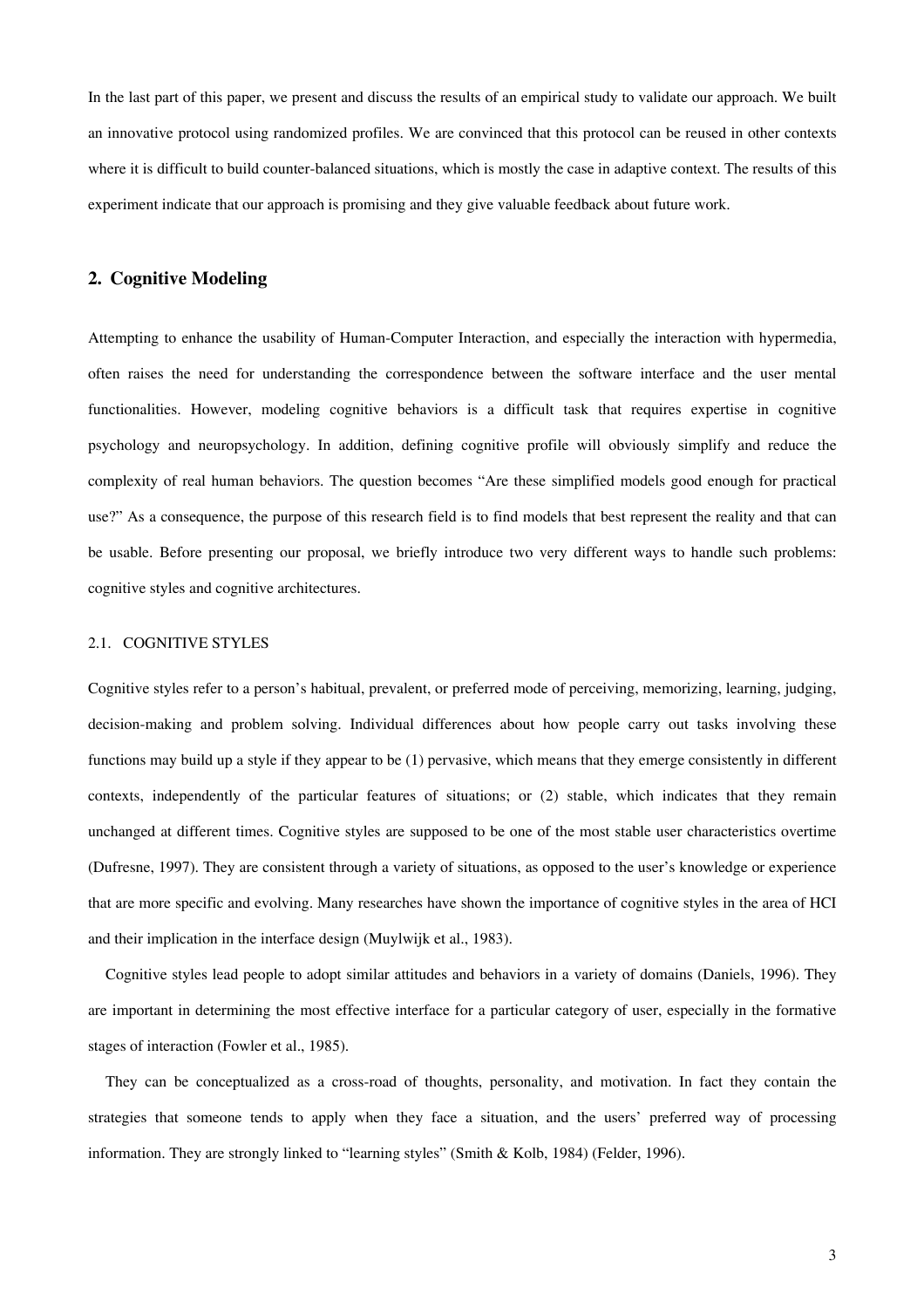In the last part of this paper, we present and discuss the results of an empirical study to validate our approach. We built an innovative protocol using randomized profiles. We are convinced that this protocol can be reused in other contexts where it is difficult to build counter-balanced situations, which is mostly the case in adaptive context. The results of this experiment indicate that our approach is promising and they give valuable feedback about future work.

## 2. Cognitive Modeling

Attempting to enhance the usability of Human-Computer Interaction, and especially the interaction with hypermedia, often raises the need for understanding the correspondence between the software interface and the user mental functionalities. However, modeling cognitive behaviors is a difficult task that requires expertise in cognitive psychology and neuropsychology. In addition, defining cognitive profile will obviously simplify and reduce the complexity of real human behaviors. The question becomes "Are these simplified models good enough for practical use?" As a consequence, the purpose of this research field is to find models that best represent the reality and that can be usable. Before presenting our proposal, we briefly introduce two very different ways to handle such problems: cognitive styles and cognitive architectures.

### 2.1. COGNITIVE STYLES

Cognitive styles refer to a person's habitual, prevalent, or preferred mode of perceiving, memorizing, learning, judging, decision-making and problem solving. Individual differences about how people carry out tasks involving these functions may build up a style if they appear to be (1) pervasive, which means that they emerge consistently in different contexts, independently of the particular features of situations; or (2) stable, which indicates that they remain unchanged at different times. Cognitive styles are supposed to be one of the most stable user characteristics overtime (Dufresne, 1997). They are consistent through a variety of situations, as opposed to the user's knowledge or experience that are more specific and evolving. Many researches have shown the importance of cognitive styles in the area of HCI and their implication in the interface design (Muylwijk et al., 1983).

Cognitive styles lead people to adopt similar attitudes and behaviors in a variety of domains (Daniels, 1996). They are important in determining the most effective interface for a particular category of user, especially in the formative stages of interaction (Fowler et al., 1985).

They can be conceptualized as a cross-road of thoughts, personality, and motivation. In fact they contain the strategies that someone tends to apply when they face a situation, and the users' preferred way of processing information. They are strongly linked to "learning styles" (Smith & Kolb, 1984) (Felder, 1996).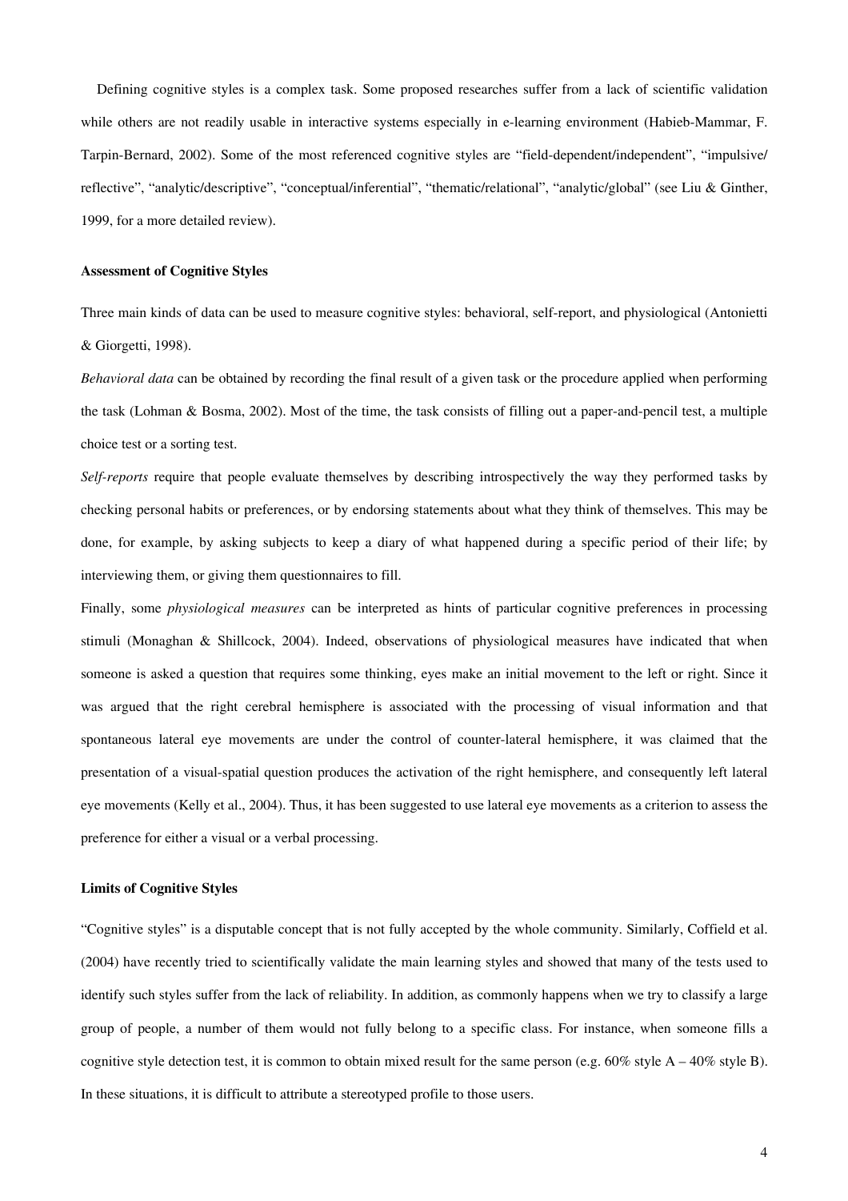Defining cognitive styles is a complex task. Some proposed researches suffer from a lack of scientific validation while others are not readily usable in interactive systems especially in e-learning environment (Habieb-Mammar, F. Tarpin-Bernard, 2002). Some of the most referenced cognitive styles are "field-dependent/independent", "impulsive/ reflective", "analytic/descriptive", "conceptual/inferential", "thematic/relational", "analytic/global" (see Liu & Ginther, 1999, for a more detailed review).

### Assessment of Cognitive Styles

Three main kinds of data can be used to measure cognitive styles: behavioral, self-report, and physiological (Antonietti & Giorgetti, 1998).

*Behavioral data* can be obtained by recording the final result of a given task or the procedure applied when performing the task (Lohman & Bosma, 2002). Most of the time, the task consists of filling out a paper-and-pencil test, a multiple choice test or a sorting test.

*Self-reports* require that people evaluate themselves by describing introspectively the way they performed tasks by checking personal habits or preferences, or by endorsing statements about what they think of themselves. This may be done, for example, by asking subjects to keep a diary of what happened during a specific period of their life; by interviewing them, or giving them questionnaires to fill.

Finally, some *physiological measures* can be interpreted as hints of particular cognitive preferences in processing stimuli (Monaghan & Shillcock, 2004). Indeed, observations of physiological measures have indicated that when someone is asked a question that requires some thinking, eyes make an initial movement to the left or right. Since it was argued that the right cerebral hemisphere is associated with the processing of visual information and that spontaneous lateral eye movements are under the control of counter-lateral hemisphere, it was claimed that the presentation of a visual-spatial question produces the activation of the right hemisphere, and consequently left lateral eye movements (Kelly et al., 2004). Thus, it has been suggested to use lateral eye movements as a criterion to assess the preference for either a visual or a verbal processing.

### Limits of Cognitive Styles

"Cognitive styles" is a disputable concept that is not fully accepted by the whole community. Similarly, Coffield et al. (2004) have recently tried to scientifically validate the main learning styles and showed that many of the tests used to identify such styles suffer from the lack of reliability. In addition, as commonly happens when we try to classify a large group of people, a number of them would not fully belong to a specific class. For instance, when someone fills a cognitive style detection test, it is common to obtain mixed result for the same person (e.g. 60% style A – 40% style B). In these situations, it is difficult to attribute a stereotyped profile to those users.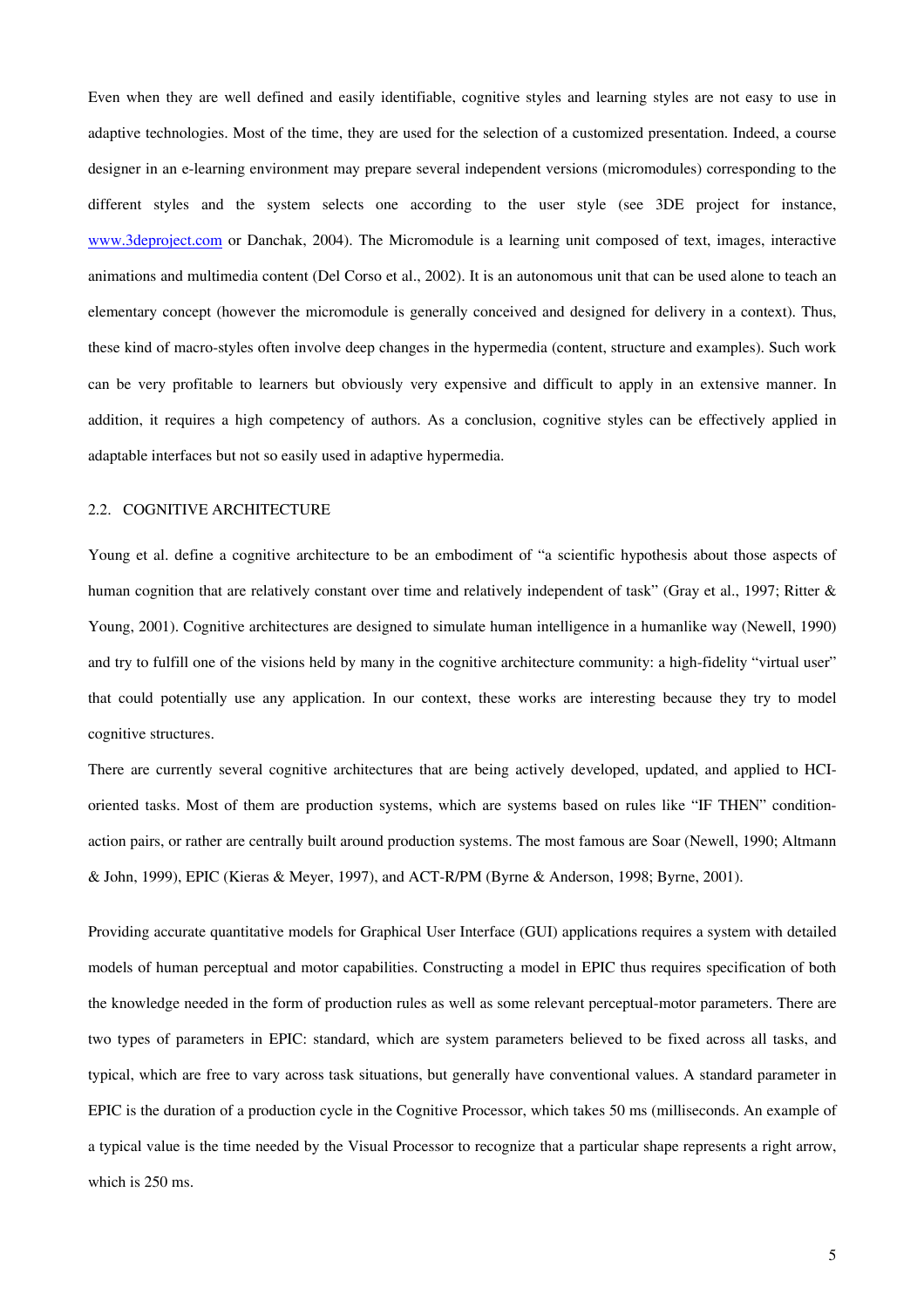Even when they are well defined and easily identifiable, cognitive styles and learning styles are not easy to use in adaptive technologies. Most of the time, they are used for the selection of a customized presentation. Indeed, a course designer in an e-learning environment may prepare several independent versions (micromodules) corresponding to the different styles and the system selects one according to the user style (see 3DE project for instance, www.3deproject.com or Danchak, 2004). The Micromodule is a learning unit composed of text, images, interactive animations and multimedia content (Del Corso et al., 2002). It is an autonomous unit that can be used alone to teach an elementary concept (however the micromodule is generally conceived and designed for delivery in a context). Thus, these kind of macro-styles often involve deep changes in the hypermedia (content, structure and examples). Such work can be very profitable to learners but obviously very expensive and difficult to apply in an extensive manner. In addition, it requires a high competency of authors. As a conclusion, cognitive styles can be effectively applied in adaptable interfaces but not so easily used in adaptive hypermedia.

## 2.2. COGNITIVE ARCHITECTURE

Young et al. define a cognitive architecture to be an embodiment of "a scientific hypothesis about those aspects of human cognition that are relatively constant over time and relatively independent of task" (Gray et al., 1997; Ritter & Young, 2001). Cognitive architectures are designed to simulate human intelligence in a humanlike way (Newell, 1990) and try to fulfill one of the visions held by many in the cognitive architecture community: a high-fidelity "virtual user" that could potentially use any application. In our context, these works are interesting because they try to model cognitive structures.

There are currently several cognitive architectures that are being actively developed, updated, and applied to HCI-oriented tasks. Most of them are production systems, which are systems based on rules like "IF THEN" condition-action pairs, or rather are centrally built around production systems. The most famous are Soar (Newell, 1990; Altmann & John, 1999), EPIC (Kieras & Meyer, 1997), and ACT-R/PM (Byrne & Anderson, 1998; Byrne, 2001).

Providing accurate quantitative models for Graphical User Interface (GUI) applications requires a system with detailed models of human perceptual and motor capabilities. Constructing a model in EPIC thus requires specification of both the knowledge needed in the form of production rules as well as some relevant perceptual-motor parameters. There are two types of parameters in EPIC: standard, which are system parameters believed to be fixed across all tasks, and typical, which are free to vary across task situations, but generally have conventional values. A standard parameter in EPIC is the duration of a production cycle in the Cognitive Processor, which takes 50 ms (milliseconds. An example of a typical value is the time needed by the Visual Processor to recognize that a particular shape represents a right arrow, which is 250 ms.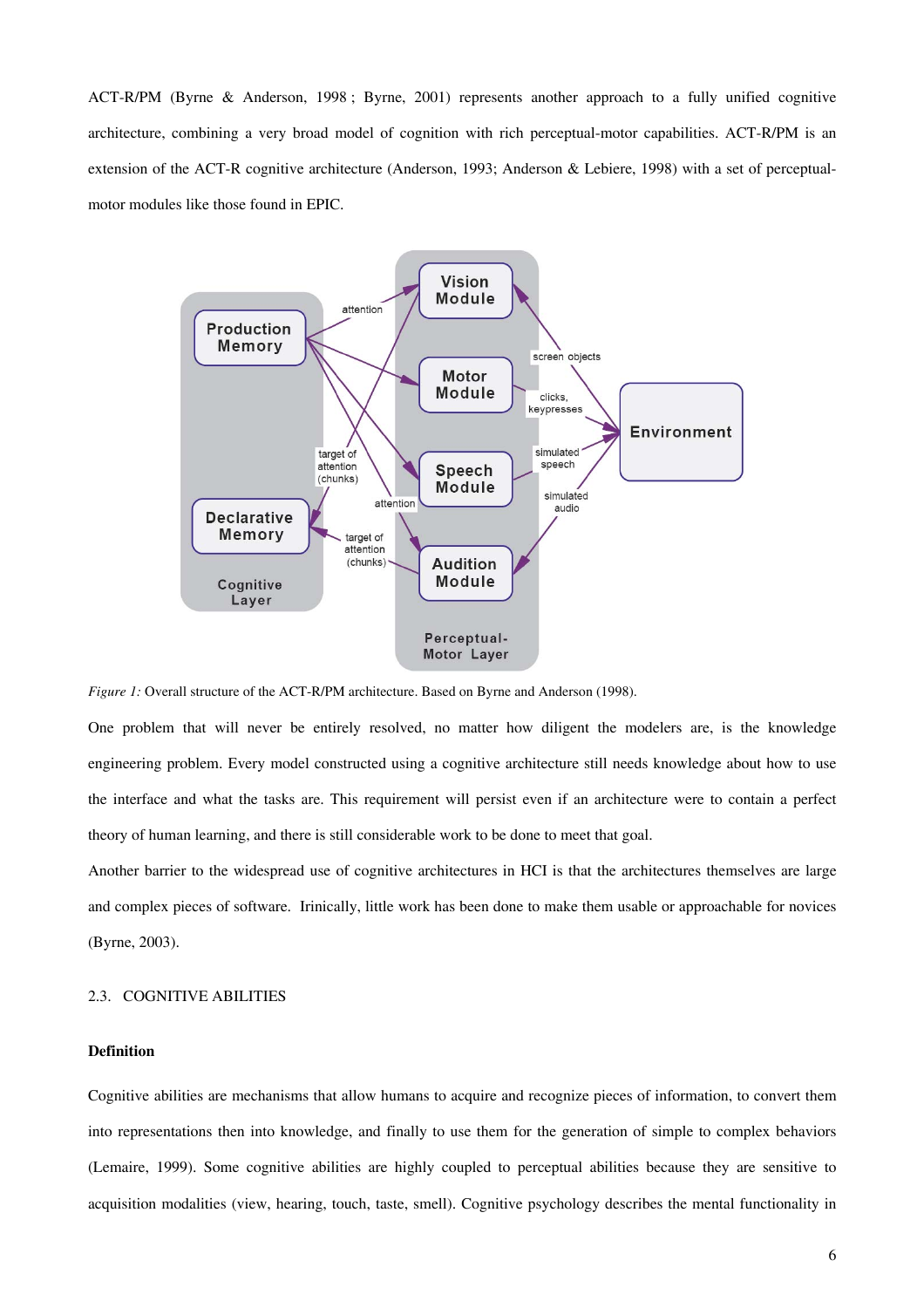ACT-R/PM (Byrne & Anderson, 1998 ; Byrne, 2001) represents another approach to a fully unified cognitive architecture, combining a very broad model of cognition with rich perceptual-motor capabilities. ACT-R/PM is an extension of the ACT-R cognitive architecture (Anderson, 1993; Anderson & Lebiere, 1998) with a set of perceptual-motor modules like those found in EPIC.

*Figure 1:* Overall structure of the ACT-R/PM architecture. Based on Byrne and Anderson (1998).

One problem that will never be entirely resolved, no matter how diligent the modelers are, is the knowledge engineering problem. Every model constructed using a cognitive architecture still needs knowledge about how to use the interface and what the tasks are. This requirement will persist even if an architecture were to contain a perfect theory of human learning, and there is still considerable work to be done to meet that goal.

Another barrier to the widespread use of cognitive architectures in HCI is that the architectures themselves are large and complex pieces of software. Irinically, little work has been done to make them usable or approachable for novices (Byrne, 2003).

## 2.3. COGNITIVE ABILITIES

### Definition

Cognitive abilities are mechanisms that allow humans to acquire and recognize pieces of information, to convert them into representations then into knowledge, and finally to use them for the generation of simple to complex behaviors (Lemaire, 1999). Some cognitive abilities are highly coupled to perceptual abilities because they are sensitive to acquisition modalities (view, hearing, touch, taste, smell). Cognitive psychology describes the mental functionality in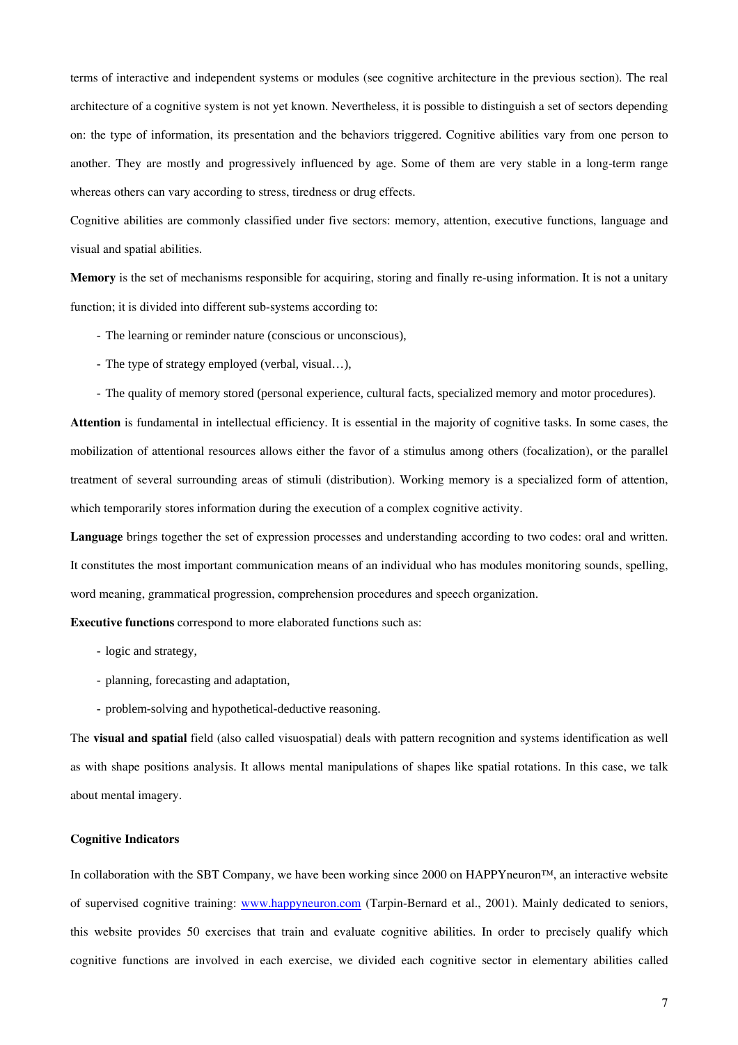terms of interactive and independent systems or modules (see cognitive architecture in the previous section). The real architecture of a cognitive system is not yet known. Nevertheless, it is possible to distinguish a set of sectors depending on: the type of information, its presentation and the behaviors triggered. Cognitive abilities vary from one person to another. They are mostly and progressively influenced by age. Some of them are very stable in a long-term range whereas others can vary according to stress, tiredness or drug effects.

Cognitive abilities are commonly classified under five sectors: memory, attention, executive functions, language and visual and spatial abilities.

**Memory** is the set of mechanisms responsible for acquiring, storing and finally re-using information. It is not a unitary function; it is divided into different sub-systems according to:

- The learning or reminder nature (conscious or unconscious),
- The type of strategy employed (verbal, visual…),
- The quality of memory stored (personal experience, cultural facts, specialized memory and motor procedures).

**Attention** is fundamental in intellectual efficiency. It is essential in the majority of cognitive tasks. In some cases, the mobilization of attentional resources allows either the favor of a stimulus among others (focalization), or the parallel treatment of several surrounding areas of stimuli (distribution). Working memory is a specialized form of attention, which temporarily stores information during the execution of a complex cognitive activity.

**Language** brings together the set of expression processes and understanding according to two codes: oral and written. It constitutes the most important communication means of an individual who has modules monitoring sounds, spelling, word meaning, grammatical progression, comprehension procedures and speech organization.

**Executive functions** correspond to more elaborated functions such as:

- logic and strategy,
- planning, forecasting and adaptation,
- problem-solving and hypothetical-deductive reasoning.

The **visual and spatial** field (also called visuospatial) deals with pattern recognition and systems identification as well as with shape positions analysis. It allows mental manipulations of shapes like spatial rotations. In this case, we talk about mental imagery.

**Cognitive Indicators**

In collaboration with the SBT Company, we have been working since 2000 on HAPPYneuron™, an interactive website of supervised cognitive training: www.happyneuron.com (Tarpin-Bernard et al., 2001). Mainly dedicated to seniors, this website provides 50 exercises that train and evaluate cognitive abilities. In order to precisely qualify which cognitive functions are involved in each exercise, we divided each cognitive sector in elementary abilities called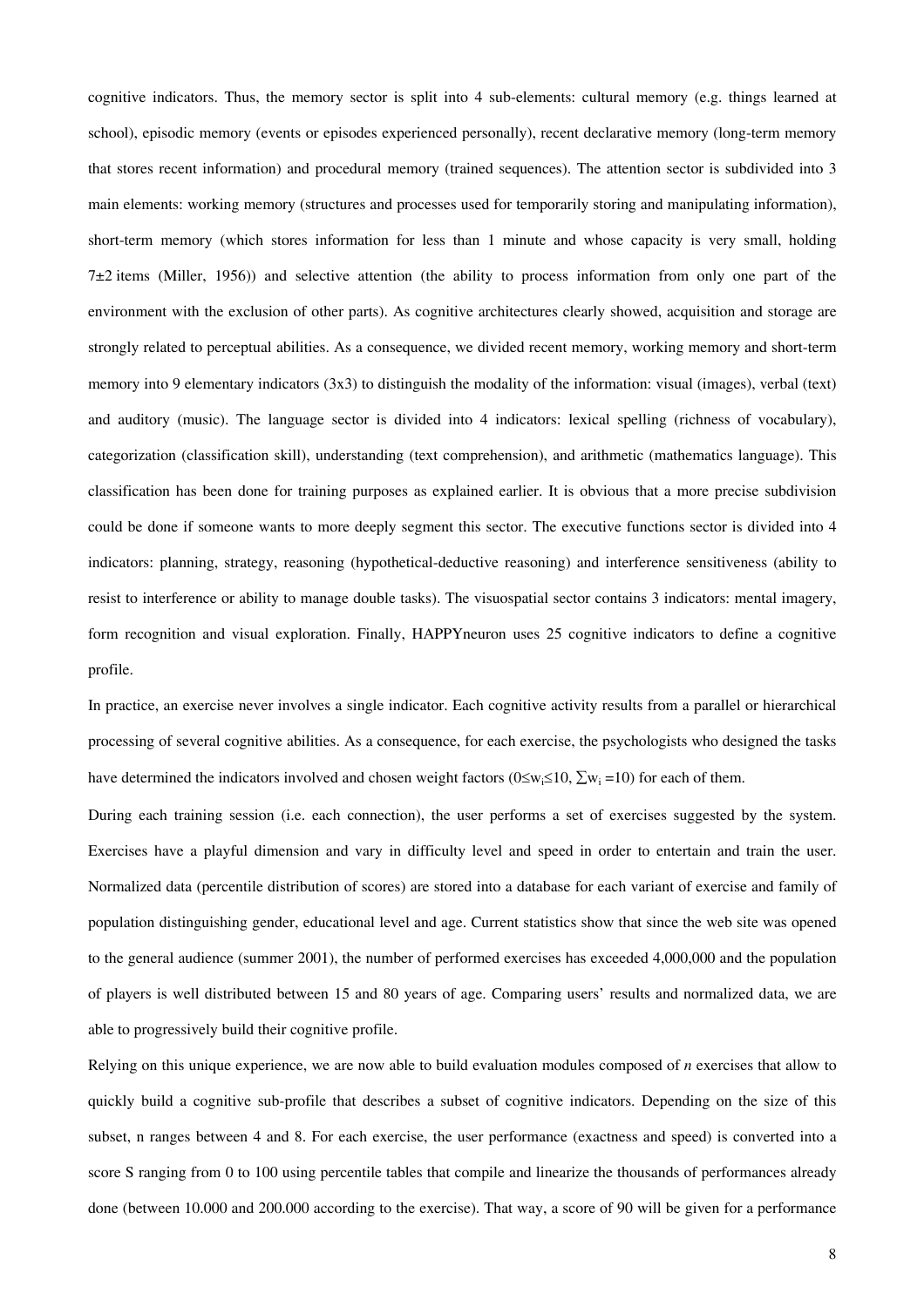cognitive indicators. Thus, the memory sector is split into 4 sub-elements: cultural memory (e.g. things learned at school), episodic memory (events or episodes experienced personally), recent declarative memory (long-term memory that stores recent information) and procedural memory (trained sequences). The attention sector is subdivided into 3 main elements: working memory (structures and processes used for temporarily storing and manipulating information), short-term memory (which stores information for less than 1 minute and whose capacity is very small, holding 7±2 items (Miller, 1956)) and selective attention (the ability to process information from only one part of the environment with the exclusion of other parts). As cognitive architectures clearly showed, acquisition and storage are strongly related to perceptual abilities. As a consequence, we divided recent memory, working memory and short-term memory into 9 elementary indicators (3x3) to distinguish the modality of the information: visual (images), verbal (text) and auditory (music). The language sector is divided into 4 indicators: lexical spelling (richness of vocabulary), categorization (classification skill), understanding (text comprehension), and arithmetic (mathematics language). This classification has been done for training purposes as explained earlier. It is obvious that a more precise subdivision could be done if someone wants to more deeply segment this sector. The executive functions sector is divided into 4 indicators: planning, strategy, reasoning (hypothetical-deductive reasoning) and interference sensitiveness (ability to resist to interference or ability to manage double tasks). The visuospatial sector contains 3 indicators: mental imagery, form recognition and visual exploration. Finally, HAPPYneuron uses 25 cognitive indicators to define a cognitive profile.

In practice, an exercise never involves a single indicator. Each cognitive activity results from a parallel or hierarchical processing of several cognitive abilities. As a consequence, for each exercise, the psychologists who designed the tasks have determined the indicators involved and chosen weight factors ($0 \leq w_i \leq 10$, $\sum w_i = 10$) for each of them.

During each training session (i.e. each connection), the user performs a set of exercises suggested by the system. Exercises have a playful dimension and vary in difficulty level and speed in order to entertain and train the user. Normalized data (percentile distribution of scores) are stored into a database for each variant of exercise and family of population distinguishing gender, educational level and age. Current statistics show that since the web site was opened to the general audience (summer 2001), the number of performed exercises has exceeded 4,000,000 and the population of players is well distributed between 15 and 80 years of age. Comparing users' results and normalized data, we are able to progressively build their cognitive profile.

Relying on this unique experience, we are now able to build evaluation modules composed of *n* exercises that allow to quickly build a cognitive sub-profile that describes a subset of cognitive indicators. Depending on the size of this subset, n ranges between 4 and 8. For each exercise, the user performance (exactness and speed) is converted into a score S ranging from 0 to 100 using percentile tables that compile and linearize the thousands of performances already done (between 10.000 and 200.000 according to the exercise). That way, a score of 90 will be given for a performance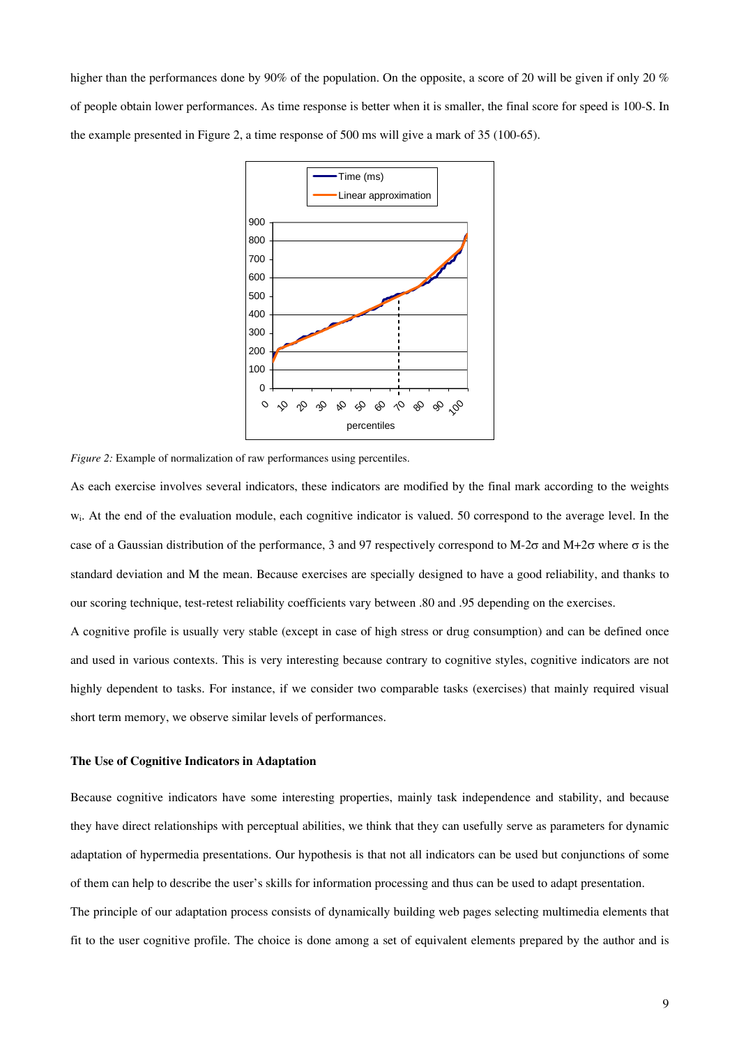higher than the performances done by 90% of the population. On the opposite, a score of 20 will be given if only 20 % of people obtain lower performances. As time response is better when it is smaller, the final score for speed is 100-S. In the example presented in Figure 2, a time response of 500 ms will give a mark of 35 (100-65).

*Figure 2:* Example of normalization of raw performances using percentiles.

As each exercise involves several indicators, these indicators are modified by the final mark according to the weights $w_i$. At the end of the evaluation module, each cognitive indicator is valued. 50 correspond to the average level. In the case of a Gaussian distribution of the performance, 3 and 97 respectively correspond to $M-2\sigma$ and $M+2\sigma$ where $\sigma$ is the standard deviation and M the mean. Because exercises are specially designed to have a good reliability, and thanks to our scoring technique, test-retest reliability coefficients vary between .80 and .95 depending on the exercises.

A cognitive profile is usually very stable (except in case of high stress or drug consumption) and can be defined once and used in various contexts. This is very interesting because contrary to cognitive styles, cognitive indicators are not highly dependent to tasks. For instance, if we consider two comparable tasks (exercises) that mainly required visual short term memory, we observe similar levels of performances.

### The Use of Cognitive Indicators in Adaptation

Because cognitive indicators have some interesting properties, mainly task independence and stability, and because they have direct relationships with perceptual abilities, we think that they can usefully serve as parameters for dynamic adaptation of hypermedia presentations. Our hypothesis is that not all indicators can be used but conjunctions of some of them can help to describe the user's skills for information processing and thus can be used to adapt presentation.

The principle of our adaptation process consists of dynamically building web pages selecting multimedia elements that fit to the user cognitive profile. The choice is done among a set of equivalent elements prepared by the author and is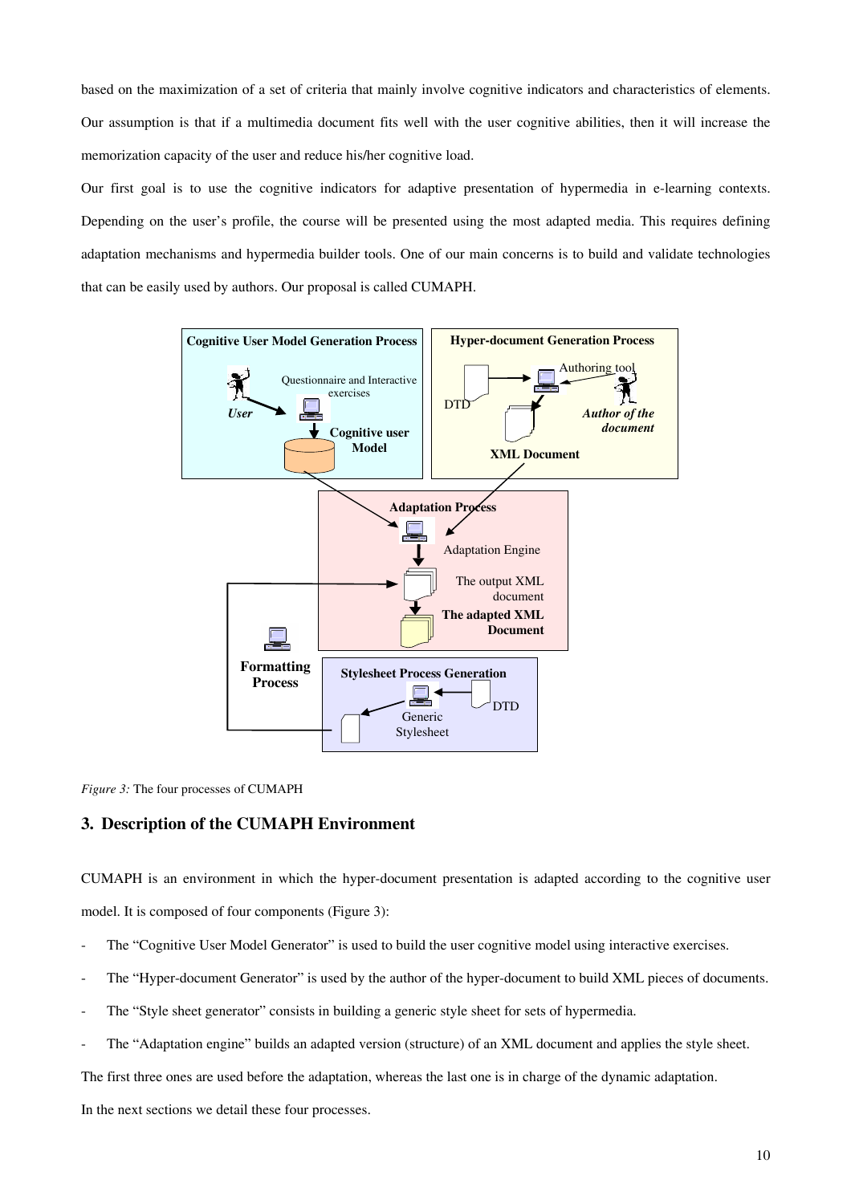based on the maximization of a set of criteria that mainly involve cognitive indicators and characteristics of elements. Our assumption is that if a multimedia document fits well with the user cognitive abilities, then it will increase the memorization capacity of the user and reduce his/her cognitive load.

Our first goal is to use the cognitive indicators for adaptive presentation of hypermedia in e-learning contexts. Depending on the user's profile, the course will be presented using the most adapted media. This requires defining adaptation mechanisms and hypermedia builder tools. One of our main concerns is to build and validate technologies that can be easily used by authors. Our proposal is called CUMAPH.

*Figure 3:* The four processes of CUMAPH

## 3. Description of the CUMAPH Environment

CUMAPH is an environment in which the hyper-document presentation is adapted according to the cognitive user model. It is composed of four components (Figure 3):

- The "Cognitive User Model Generator" is used to build the user cognitive model using interactive exercises.
- The "Hyper-document Generator" is used by the author of the hyper-document to build XML pieces of documents.
- The "Style sheet generator" consists in building a generic style sheet for sets of hypermedia.
- The "Adaptation engine" builds an adapted version (structure) of an XML document and applies the style sheet.

The first three ones are used before the adaptation, whereas the last one is in charge of the dynamic adaptation.

In the next sections we detail these four processes.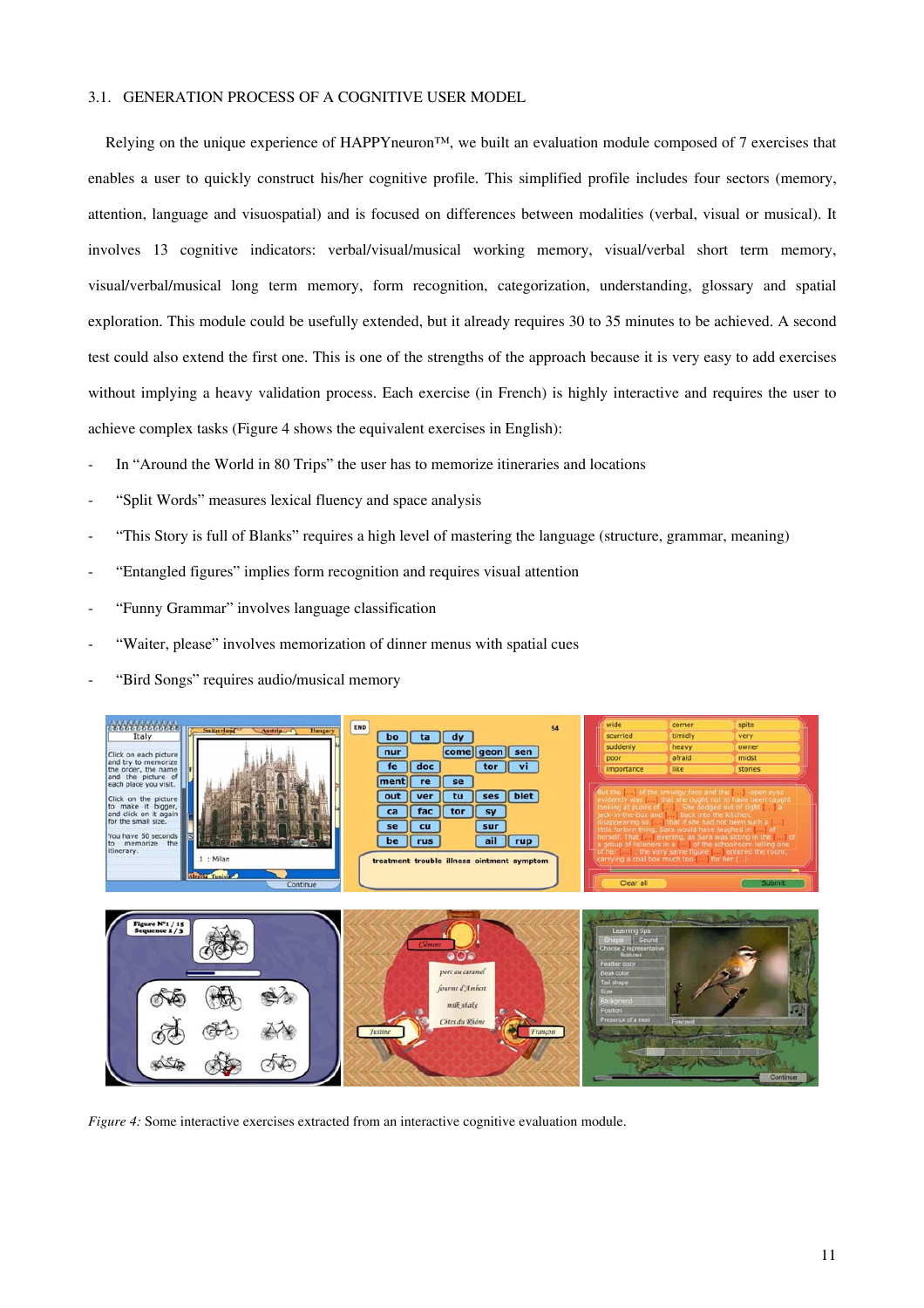### 3.1. GENERATION PROCESS OF A COGNITIVE USER MODEL

Relying on the unique experience of HAPPYneuron™, we built an evaluation module composed of 7 exercises that enables a user to quickly construct his/her cognitive profile. This simplified profile includes four sectors (memory, attention, language and visuospatial) and is focused on differences between modalities (verbal, visual or musical). It involves 13 cognitive indicators: verbal/visual/musical working memory, visual/verbal short term memory, visual/verbal/musical long term memory, form recognition, categorization, understanding, glossary and spatial exploration. This module could be usefully extended, but it already requires 30 to 35 minutes to be achieved. A second test could also extend the first one. This is one of the strengths of the approach because it is very easy to add exercises without implying a heavy validation process. Each exercise (in French) is highly interactive and requires the user to achieve complex tasks (Figure 4 shows the equivalent exercises in English):

- In "Around the World in 80 Trips" the user has to memorize itineraries and locations
- "Split Words" measures lexical fluency and space analysis
- "This Story is full of Blanks" requires a high level of mastering the language (structure, grammar, meaning)
- "Entangled figures" implies form recognition and requires visual attention
- "Funny Grammar" involves language classification
- "Waiter, please" involves memorization of dinner menus with spatial cues
- "Bird Songs" requires audio/musical memory

*Figure 4:* Some interactive exercises extracted from an interactive cognitive evaluation module.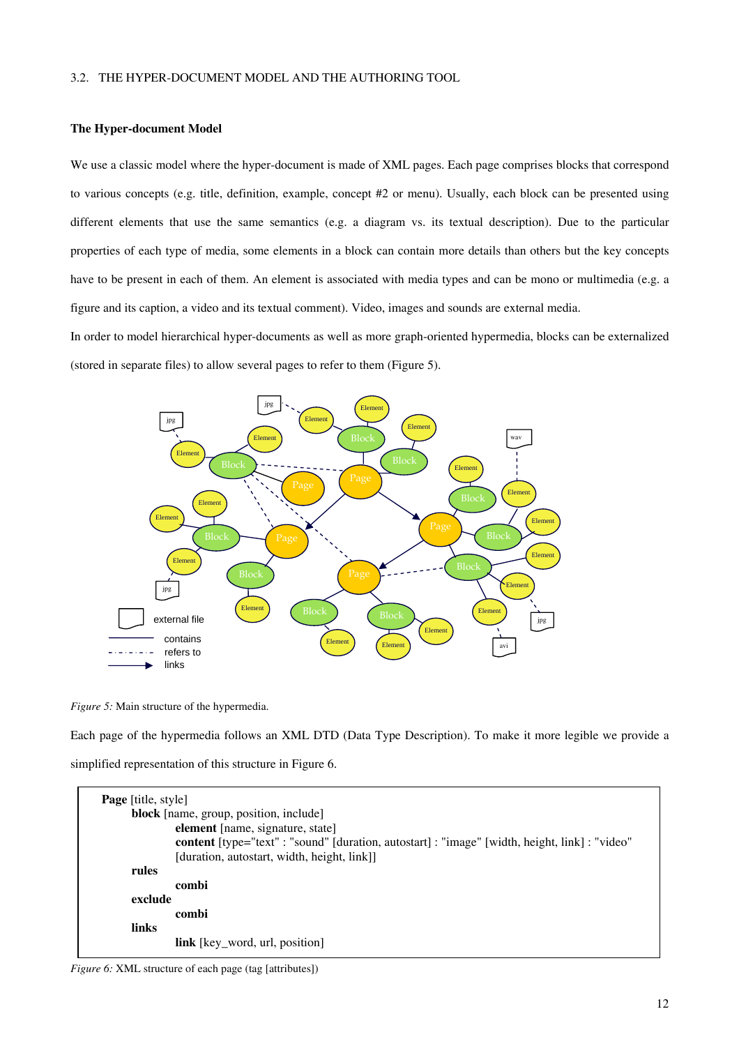### 3.2. THE HYPER-DOCUMENT MODEL AND THE AUTHORING TOOL

#### The Hyper-document Model

We use a classic model where the hyper-document is made of XML pages. Each page comprises blocks that correspond to various concepts (e.g. title, definition, example, concept #2 or menu). Usually, each block can be presented using different elements that use the same semantics (e.g. a diagram vs. its textual description). Due to the particular properties of each type of media, some elements in a block can contain more details than others but the key concepts have to be present in each of them. An element is associated with media types and can be mono or multimedia (e.g. a figure and its caption, a video and its textual comment). Video, images and sounds are external media.

In order to model hierarchical hyper-documents as well as more graph-oriented hypermedia, blocks can be externalized (stored in separate files) to allow several pages to refer to them (Figure 5).

*Figure 5:* Main structure of the hypermedia.

Each page of the hypermedia follows an XML DTD (Data Type Description). To make it more legible we provide a simplified representation of this structure in Figure 6.

```
Page [title, style]
    block [name, group, position, include]
        element [name, signature, state]
        content [type="text" : "sound" [duration, autostart] : "image" [width, height, link] : "video"
        [duration, autostart, width, height, link]]
    rules
        combi
    exclude
        combi
    links
        link [key_word, url, position]
```

*Figure 6:* XML structure of each page (tag [attributes])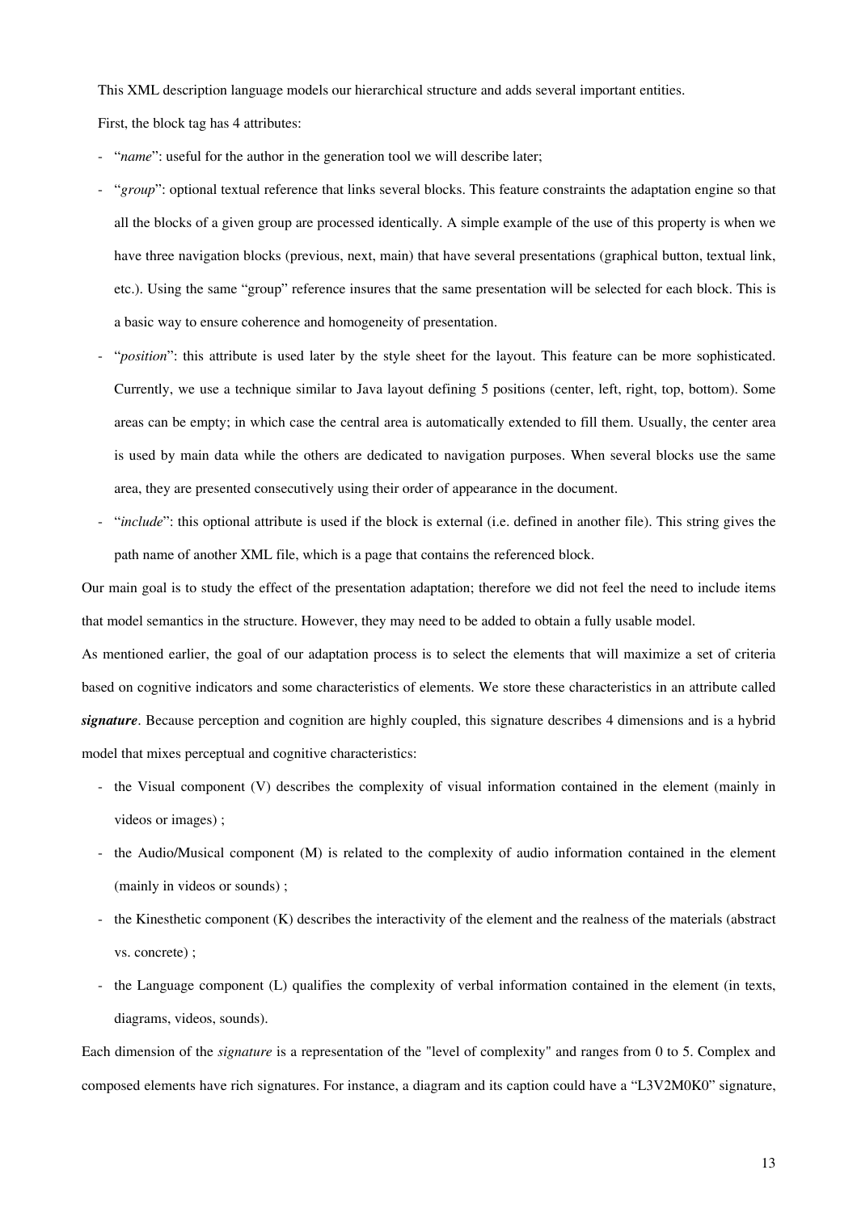This XML description language models our hierarchical structure and adds several important entities.

First, the block tag has 4 attributes:

- "*name*": useful for the author in the generation tool we will describe later;
- "*group*": optional textual reference that links several blocks. This feature constraints the adaptation engine so that all the blocks of a given group are processed identically. A simple example of the use of this property is when we have three navigation blocks (previous, next, main) that have several presentations (graphical button, textual link, etc.). Using the same "group" reference insures that the same presentation will be selected for each block. This is a basic way to ensure coherence and homogeneity of presentation.
- "*position*": this attribute is used later by the style sheet for the layout. This feature can be more sophisticated. Currently, we use a technique similar to Java layout defining 5 positions (center, left, right, top, bottom). Some areas can be empty; in which case the central area is automatically extended to fill them. Usually, the center area is used by main data while the others are dedicated to navigation purposes. When several blocks use the same area, they are presented consecutively using their order of appearance in the document.
- "*include*": this optional attribute is used if the block is external (i.e. defined in another file). This string gives the path name of another XML file, which is a page that contains the referenced block.

Our main goal is to study the effect of the presentation adaptation; therefore we did not feel the need to include items that model semantics in the structure. However, they may need to be added to obtain a fully usable model.

As mentioned earlier, the goal of our adaptation process is to select the elements that will maximize a set of criteria based on cognitive indicators and some characteristics of elements. We store these characteristics in an attribute called ***signature***. Because perception and cognition are highly coupled, this signature describes 4 dimensions and is a hybrid model that mixes perceptual and cognitive characteristics:

- the Visual component (V) describes the complexity of visual information contained in the element (mainly in videos or images) ;
- the Audio/Musical component (M) is related to the complexity of audio information contained in the element (mainly in videos or sounds) ;
- the Kinesthetic component (K) describes the interactivity of the element and the realness of the materials (abstract vs. concrete) ;
- the Language component (L) qualifies the complexity of verbal information contained in the element (in texts, diagrams, videos, sounds).

Each dimension of the *signature* is a representation of the "level of complexity" and ranges from 0 to 5. Complex and composed elements have rich signatures. For instance, a diagram and its caption could have a "L3V2M0K0" signature,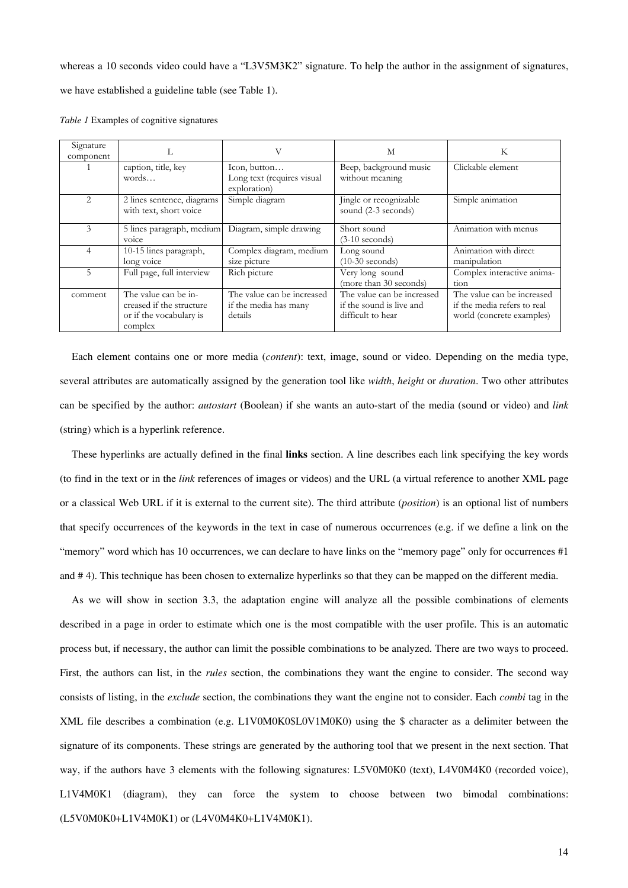whereas a 10 seconds video could have a "L3V5M3K2" signature. To help the author in the assignment of signatures, we have established a guideline table (see Table 1).

*Table 1* Examples of cognitive signatures

| Signature component | L | V | M | K |
|---|---|---|---|---|
| 1 | caption, title, key words… | Icon, button… Long text (requires visual exploration) | Beep, background music without meaning | Clickable element |
| 2 | 2 lines sentence, diagrams with text, short voice | Simple diagram | Jingle or recognizable sound (2-3 seconds) | Simple animation |
| 3 | 5 lines paragraph, medium voice | Diagram, simple drawing | Short sound (3-10 seconds) | Animation with menus |
| 4 | 10-15 lines paragraph, long voice | Complex diagram, medium size picture | Long sound (10-30 seconds) | Animation with direct manipulation |
| 5 | Full page, full interview | Rich picture | Very long sound (more than 30 seconds) | Complex interactive animation |
| comment | The value can be increased if the structure or if the vocabulary is complex | The value can be increased if the media has many details | The value can be increased if the sound is live and difficult to hear | The value can be increased if the media refers to real world (concrete examples) |

Each element contains one or more media (*content*): text, image, sound or video. Depending on the media type, several attributes are automatically assigned by the generation tool like *width*, *height* or *duration*. Two other attributes can be specified by the author: *autostart* (Boolean) if she wants an auto-start of the media (sound or video) and *link* (string) which is a hyperlink reference.

These hyperlinks are actually defined in the final **links** section. A line describes each link specifying the key words (to find in the text or in the *link* references of images or videos) and the URL (a virtual reference to another XML page or a classical Web URL if it is external to the current site). The third attribute (*position*) is an optional list of numbers that specify occurrences of the keywords in the text in case of numerous occurrences (e.g. if we define a link on the "memory" word which has 10 occurrences, we can declare to have links on the "memory page" only for occurrences #1 and # 4). This technique has been chosen to externalize hyperlinks so that they can be mapped on the different media.

As we will show in section 3.3, the adaptation engine will analyze all the possible combinations of elements described in a page in order to estimate which one is the most compatible with the user profile. This is an automatic process but, if necessary, the author can limit the possible combinations to be analyzed. There are two ways to proceed. First, the authors can list, in the *rules* section, the combinations they want the engine to consider. The second way consists of listing, in the *exclude* section, the combinations they want the engine not to consider. Each *combi* tag in the XML file describes a combination (e.g. L1V0M0K0$L0V1M0K0) using the $ character as a delimiter between the signature of its components. These strings are generated by the authoring tool that we present in the next section. That way, if the authors have 3 elements with the following signatures: L5V0M0K0 (text), L4V0M4K0 (recorded voice), L1V4M0K1 (diagram), they can force the system to choose between two bimodal combinations: (L5V0M0K0+L1V4M0K1) or (L4V0M4K0+L1V4M0K1).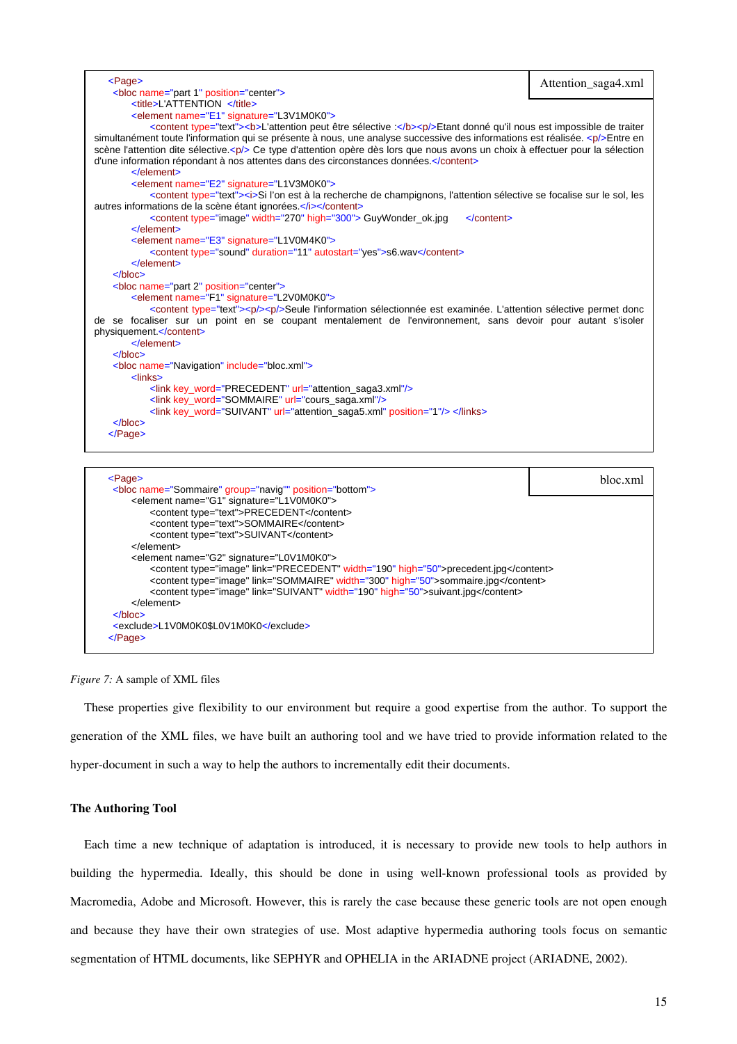```
Attention_saga4.xml

<Page>
 <bloc name="part 1" position="center">
      <title>L'ATTENTION </title>
      <element name="E1" signature="L3V1M0K0">
           <content type="text"><b>L'attention peut être sélective :</b><p/>Etant donné qu'il nous est impossible de traiter
simultanément toute l'information qui se présente à nous, une analyse successive des informations est réalisée. <p/>Entre en
scène l'attention dite sélective.<p/> Ce type d'attention opère dès lors que nous avons un choix à effectuer pour la sélection
d'une information répondant à nos attentes dans des circonstances données.</content>
      </element>
      <element name="E2" signature="L1V3M0K0">
           <content type="text"><i>Si l'on est à la recherche de champignons, l'attention sélective se focalise sur le sol, les
autres informations de la scène étant ignorées.</i></content>
           <content type="image" width="270" high="300"> GuyWonder_ok.jpg      </content>
      </element>
      <element name="E3" signature="L1V0M4K0">
           <content type="sound" duration="11" autostart="yes">s6.wav</content>
      </element>
 </bloc>
 <bloc name="part 2" position="center">
      <element name="F1" signature="L2V0M0K0">
           <content type="text"><p/><p/>Seule l'information sélectionnée est examinée. L'attention sélective permet donc
de se focaliser sur un point en se coupant mentalement de l'environnement, sans devoir pour autant s'isoler
physiquement.</content>
      </element>
 </bloc>
 <bloc name="Navigation" include="bloc.xml">
      <links>
           <link key_word="PRECEDENT" url="attention_saga3.xml"/>
           <link key_word="SOMMAIRE" url="cours_saga.xml"/>
           <link key_word="SUIVANT" url="attention_saga5.xml" position="1"/> </links>
 </bloc>
</Page>
```

```
bloc.xml

<Page>
 <bloc name="Sommaire" group="navig"" position="bottom">
      <element name="G1" signature="L1V0M0K0">
           <content type="text">PRECEDENT</content>
           <content type="text">SOMMAIRE</content>
           <content type="text">SUIVANT</content>
      </element>
      <element name="G2" signature="L0V1M0K0">
           <content type="image" link="PRECEDENT" width="190" high="50">precedent.jpg</content>
           <content type="image" link="SOMMAIRE" width="300" high="50">sommaire.jpg</content>
           <content type="image" link="SUIVANT" width="190" high="50">suivant.jpg</content>
      </element>
 </bloc>
 <exclude>L1V0M0K0$L0V1M0K0</exclude>
</Page>
```

*Figure 7:* A sample of XML files

These properties give flexibility to our environment but require a good expertise from the author. To support the generation of the XML files, we have built an authoring tool and we have tried to provide information related to the hyper-document in such a way to help the authors to incrementally edit their documents.

**The Authoring Tool**

Each time a new technique of adaptation is introduced, it is necessary to provide new tools to help authors in building the hypermedia. Ideally, this should be done in using well-known professional tools as provided by Macromedia, Adobe and Microsoft. However, this is rarely the case because these generic tools are not open enough and because they have their own strategies of use. Most adaptive hypermedia authoring tools focus on semantic segmentation of HTML documents, like SEPHYR and OPHELIA in the ARIADNE project (ARIADNE, 2002).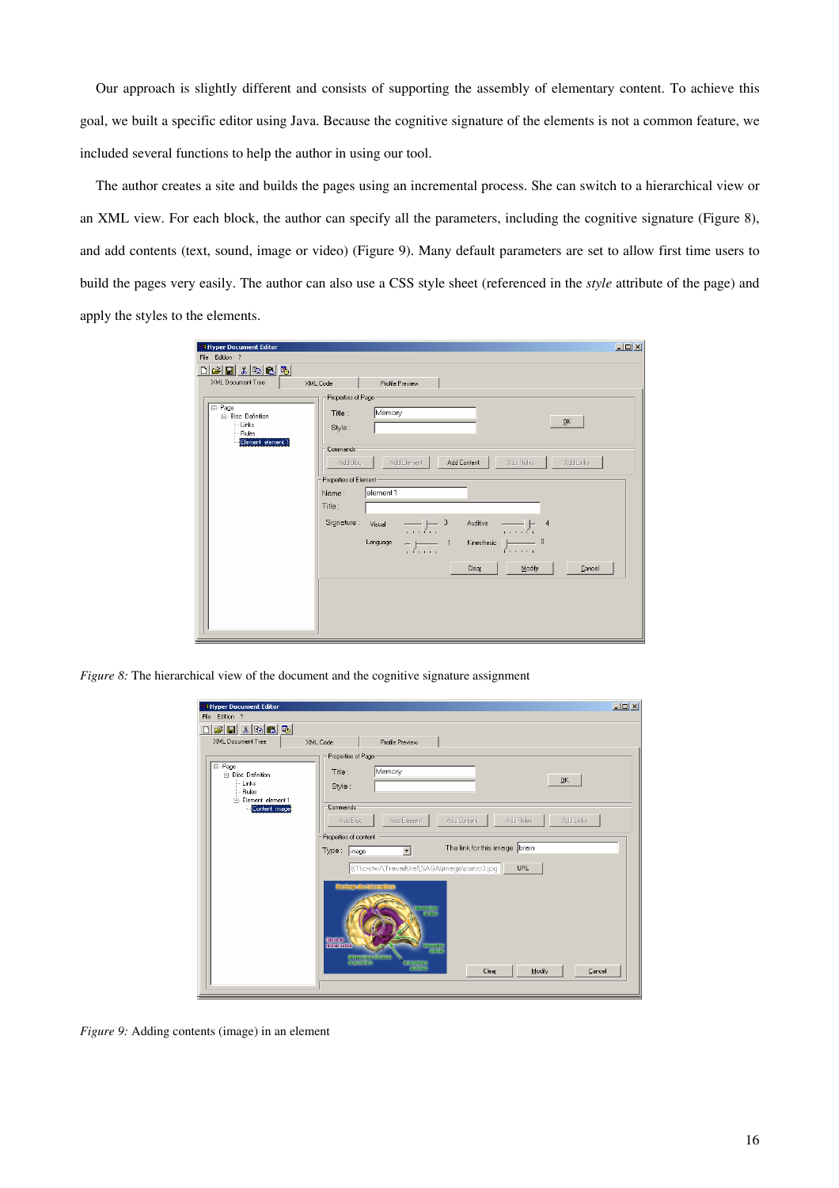Our approach is slightly different and consists of supporting the assembly of elementary content. To achieve this goal, we built a specific editor using Java. Because the cognitive signature of the elements is not a common feature, we included several functions to help the author in using our tool.

The author creates a site and builds the pages using an incremental process. She can switch to a hierarchical view or an XML view. For each block, the author can specify all the parameters, including the cognitive signature (Figure 8), and add contents (text, sound, image or video) (Figure 9). Many default parameters are set to allow first time users to build the pages very easily. The author can also use a CSS style sheet (referenced in the *style* attribute of the page) and apply the styles to the elements.

*Figure 8:* The hierarchical view of the document and the cognitive signature assignment

*Figure 9:* Adding contents (image) in an element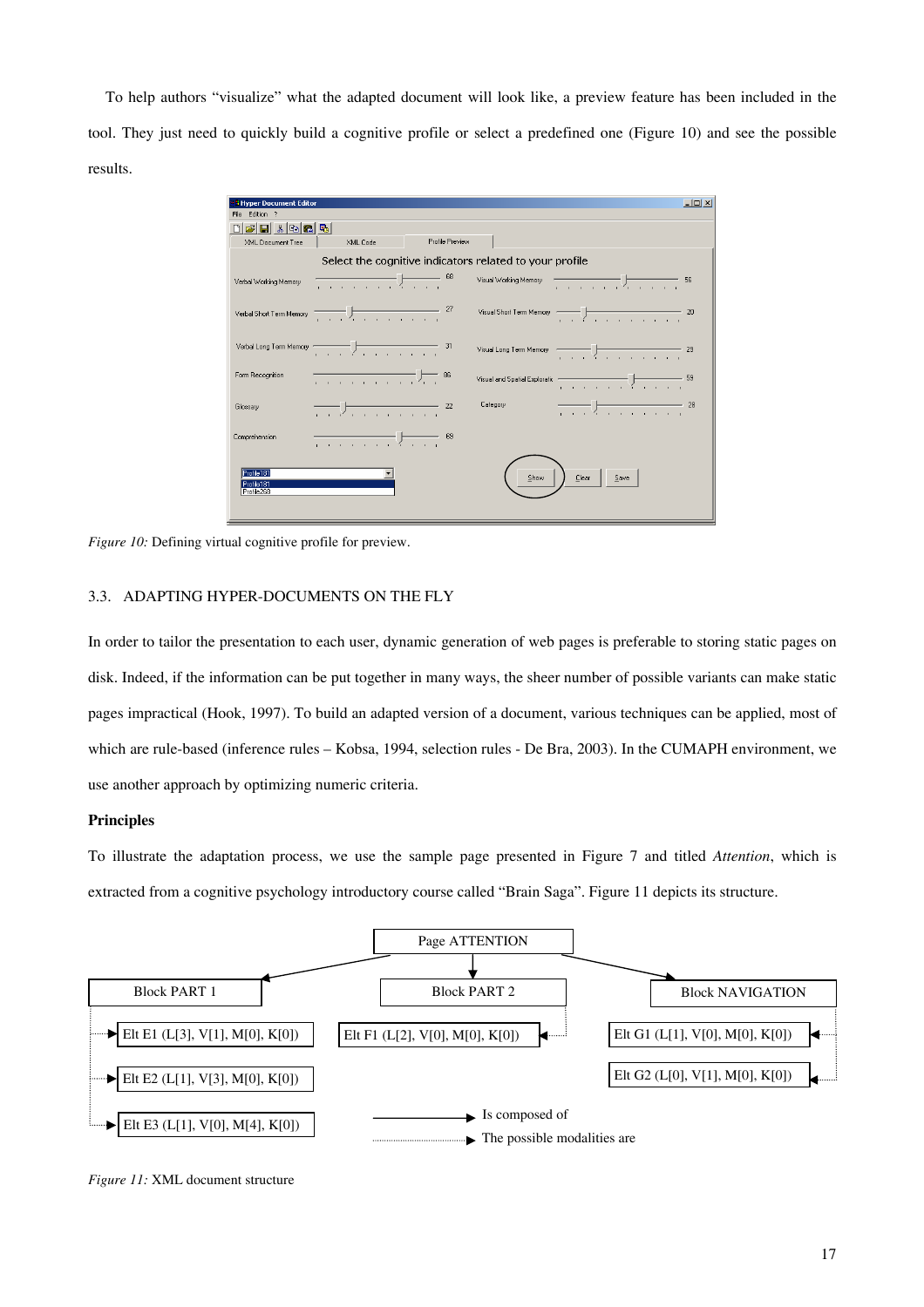To help authors "visualize" what the adapted document will look like, a preview feature has been included in the tool. They just need to quickly build a cognitive profile or select a predefined one (Figure 10) and see the possible results.

*Figure 10:* Defining virtual cognitive profile for preview.

### 3.3. ADAPTING HYPER-DOCUMENTS ON THE FLY

In order to tailor the presentation to each user, dynamic generation of web pages is preferable to storing static pages on disk. Indeed, if the information can be put together in many ways, the sheer number of possible variants can make static pages impractical (Hook, 1997). To build an adapted version of a document, various techniques can be applied, most of which are rule-based (inference rules – Kobsa, 1994, selection rules - De Bra, 2003). In the CUMAPH environment, we use another approach by optimizing numeric criteria.

**Principles**

To illustrate the adaptation process, we use the sample page presented in Figure 7 and titled *Attention*, which is extracted from a cognitive psychology introductory course called "Brain Saga". Figure 11 depicts its structure.

*Figure 11:* XML document structure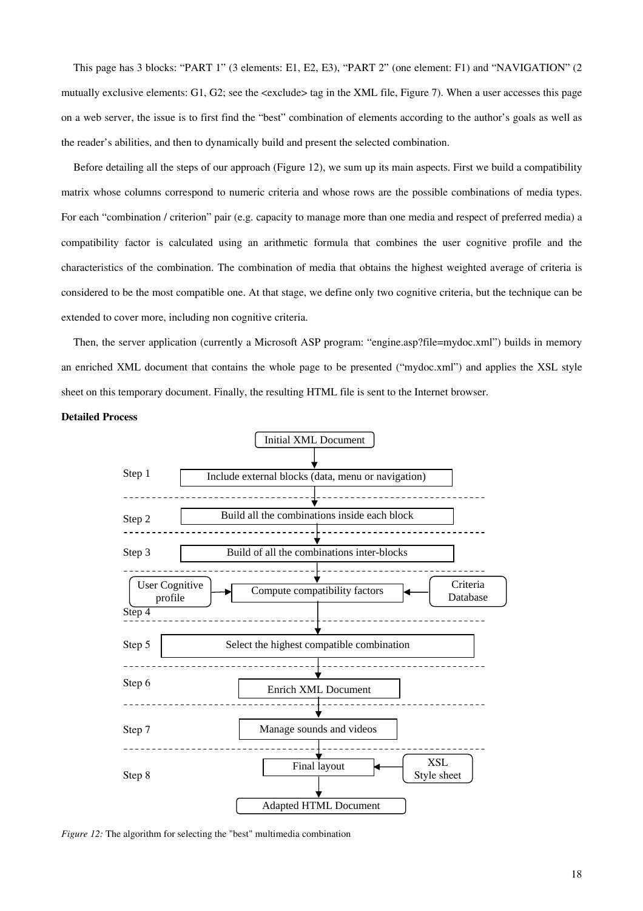This page has 3 blocks: "PART 1" (3 elements: E1, E2, E3), "PART 2" (one element: F1) and "NAVIGATION" (2 mutually exclusive elements: G1, G2; see the <exclude> tag in the XML file, Figure 7). When a user accesses this page on a web server, the issue is to first find the "best" combination of elements according to the author's goals as well as the reader's abilities, and then to dynamically build and present the selected combination.

Before detailing all the steps of our approach (Figure 12), we sum up its main aspects. First we build a compatibility matrix whose columns correspond to numeric criteria and whose rows are the possible combinations of media types. For each "combination / criterion" pair (e.g. capacity to manage more than one media and respect of preferred media) a compatibility factor is calculated using an arithmetic formula that combines the user cognitive profile and the characteristics of the combination. The combination of media that obtains the highest weighted average of criteria is considered to be the most compatible one. At that stage, we define only two cognitive criteria, but the technique can be extended to cover more, including non cognitive criteria.

Then, the server application (currently a Microsoft ASP program: "engine.asp?file=mydoc.xml") builds in memory an enriched XML document that contains the whole page to be presented ("mydoc.xml") and applies the XSL style sheet on this temporary document. Finally, the resulting HTML file is sent to the Internet browser.

**Detailed Process**

Initial XML Document

- Step 1: Include external blocks (data, menu or navigation)
- Step 2: Build all the combinations inside each block
- Step 3: Build of all the combinations inter-blocks
- Step 4: Compute compatibility factors (inputs: User Cognitive profile; Criteria Database)
- Step 5: Select the highest compatible combination
- Step 6: Enrich XML Document
- Step 7: Manage sounds and videos
- Step 8: Final layout (input: XSL Style sheet)

Adapted HTML Document

*Figure 12:* The algorithm for selecting the "best" multimedia combination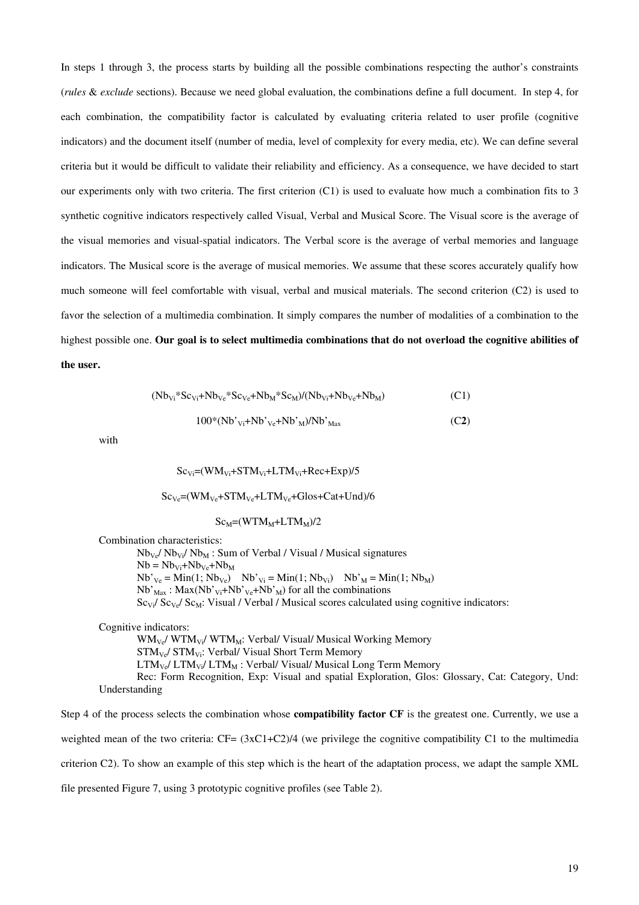In steps 1 through 3, the process starts by building all the possible combinations respecting the author's constraints (*rules* & *exclude* sections). Because we need global evaluation, the combinations define a full document. In step 4, for each combination, the compatibility factor is calculated by evaluating criteria related to user profile (cognitive indicators) and the document itself (number of media, level of complexity for every media, etc). We can define several criteria but it would be difficult to validate their reliability and efficiency. As a consequence, we have decided to start our experiments only with two criteria. The first criterion (C1) is used to evaluate how much a combination fits to 3 synthetic cognitive indicators respectively called Visual, Verbal and Musical Score. The Visual score is the average of the visual memories and visual-spatial indicators. The Verbal score is the average of verbal memories and language indicators. The Musical score is the average of musical memories. We assume that these scores accurately qualify how much someone will feel comfortable with visual, verbal and musical materials. The second criterion (C2) is used to favor the selection of a multimedia combination. It simply compares the number of modalities of a combination to the highest possible one. **Our goal is to select multimedia combinations that do not overload the cognitive abilities of the user.**

$$(Nb_{Vi}*Sc_{Vi}+Nb_{Ve}*Sc_{Ve}+Nb_{M}*Sc_{M})/(Nb_{Vi}+Nb_{Ve}+Nb_{M}) \qquad \text{(C1)}$$

$$100*(Nb'_{Vi}+Nb'_{Ve}+Nb'_{M})/Nb'_{Max} \qquad \text{(C}\mathbf{2}\text{)}$$

with

$$Sc_{Vi}=(WM_{Vi}+STM_{Vi}+LTM_{Vi}+Rec+Exp)/5$$

$$Sc_{Ve}=(WM_{Ve}+STM_{Ve}+LTM_{Ve}+Glos+Cat+Und)/6$$

$$Sc_{M}=(WTM_{M}+LTM_{M})/2$$

Combination characteristics:

- $Nb_{Ve}$/ $Nb_{Vi}$/ $Nb_{M}$ : Sum of Verbal / Visual / Musical signatures
- $Nb = Nb_{Vi}+Nb_{Ve}+Nb_{M}$
- $Nb'_{Ve} = Min(1; Nb_{Ve})$ $Nb'_{Vi} = Min(1; Nb_{Vi})$ $Nb'_{M} = Min(1; Nb_{M})$
- $Nb'_{Max}$ : $Max(Nb'_{Vi}+Nb'_{Ve}+Nb'_{M})$ for all the combinations
- $Sc_{Vi}$/ $Sc_{Ve}$/ $Sc_{M}$: Visual / Verbal / Musical scores calculated using cognitive indicators:

Cognitive indicators:

- $WM_{Ve}$/ $WTM_{Vi}$/ $WTM_{M}$: Verbal/ Visual/ Musical Working Memory
- $STM_{Ve}$/ $STM_{Vi}$: Verbal/ Visual Short Term Memory
- $LTM_{Ve}$/ $LTM_{Vi}$/ $LTM_{M}$ : Verbal/ Visual/ Musical Long Term Memory
- Rec: Form Recognition, Exp: Visual and spatial Exploration, Glos: Glossary, Cat: Category, Und: Understanding

Step 4 of the process selects the combination whose **compatibility factor CF** is the greatest one. Currently, we use a weighted mean of the two criteria: CF= (3xC1+C2)/4 (we privilege the cognitive compatibility C1 to the multimedia criterion C2). To show an example of this step which is the heart of the adaptation process, we adapt the sample XML file presented Figure 7, using 3 prototypic cognitive profiles (see Table 2).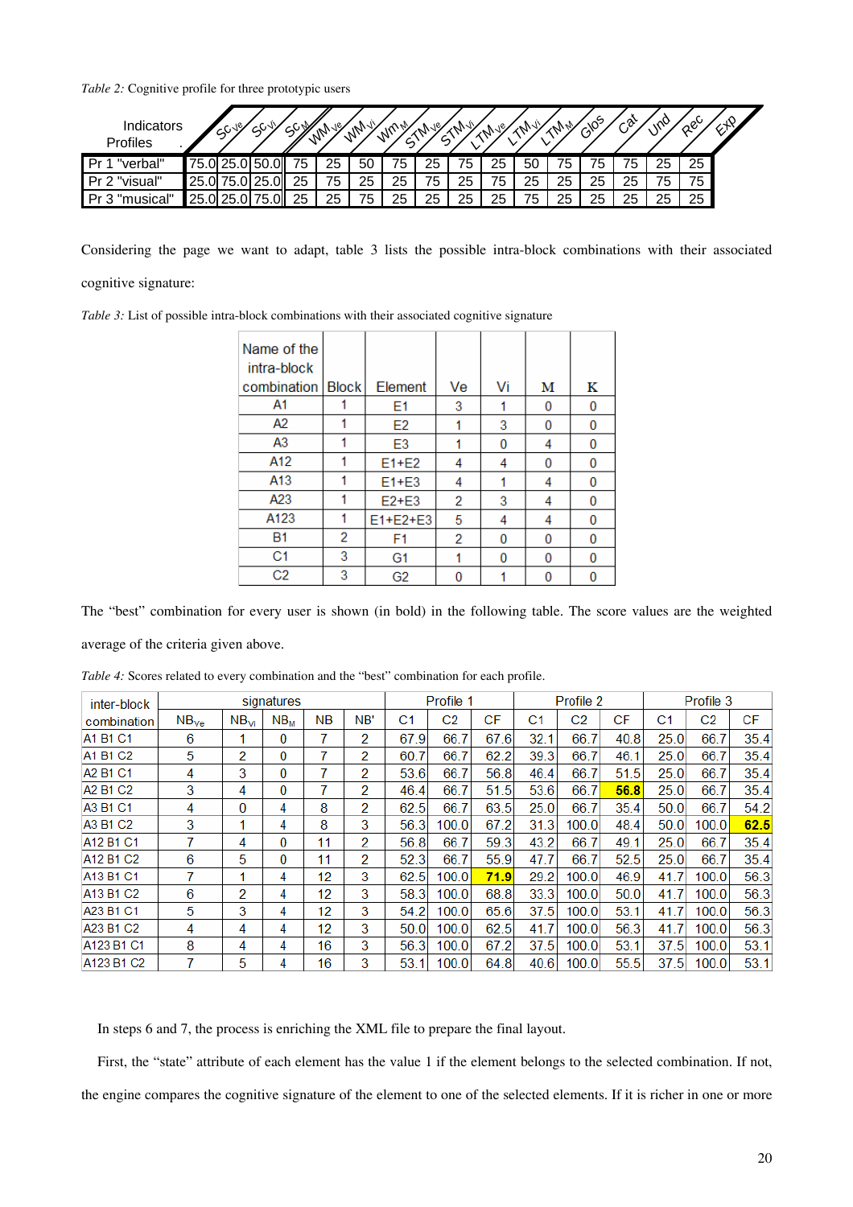*Table 2:* Cognitive profile for three prototypic users

| Indicators / Profiles | $Sc_{Ve}$ | $Sc_{Vi}$ | $Sc_M$ | $WM_{Ve}$ | $WM_{Vi}$ | $Wm_M$ | $STM_{Ve}$ | $STM_{Vi}$ | $LTM_{Ve}$ | $LTM_{Vi}$ | $LTM_M$ | Glos | Cat | Und | Rec | Exp |
|---|---|---|---|---|---|---|---|---|---|---|---|---|---|---|---|---|
| Pr 1 "verbal" | 75.0 | 25.0 | 50.0 | 75 | 25 | 50 | 75 | 25 | 75 | 25 | 50 | 75 | 75 | 75 | 25 | 25 |
| Pr 2 "visual" | 25.0 | 75.0 | 25.0 | 25 | 75 | 25 | 25 | 75 | 25 | 75 | 25 | 25 | 25 | 25 | 75 | 75 |
| Pr 3 "musical" | 25.0 | 25.0 | 75.0 | 25 | 25 | 75 | 25 | 25 | 25 | 25 | 75 | 25 | 25 | 25 | 25 | 25 |

Considering the page we want to adapt, table 3 lists the possible intra-block combinations with their associated cognitive signature:

*Table 3:* List of possible intra-block combinations with their associated cognitive signature

| Name of the intra-block combination | Block | Element | Ve | Vi | M | K |
|---|---|---|---|---|---|---|
| A1 | 1 | E1 | 3 | 1 | 0 | 0 |
| A2 | 1 | E2 | 1 | 3 | 0 | 0 |
| A3 | 1 | E3 | 1 | 0 | 4 | 0 |
| A12 | 1 | E1+E2 | 4 | 4 | 0 | 0 |
| A13 | 1 | E1+E3 | 4 | 1 | 4 | 0 |
| A23 | 1 | E2+E3 | 2 | 3 | 4 | 0 |
| A123 | 1 | E1+E2+E3 | 5 | 4 | 4 | 0 |
| B1 | 2 | F1 | 2 | 0 | 0 | 0 |
| C1 | 3 | G1 | 1 | 0 | 0 | 0 |
| C2 | 3 | G2 | 0 | 1 | 0 | 0 |

The "best" combination for every user is shown (in bold) in the following table. The score values are the weighted average of the criteria given above.

*Table 4:* Scores related to every combination and the "best" combination for each profile.

| inter-block combination | signatures | | | | | Profile 1 | | | Profile 2 | | | Profile 3 | | |
|---|---|---|---|---|---|---|---|---|---|---|---|---|---|---|
| | $NB_{Ve}$ | $NB_{Vi}$ | $NB_M$ | NB | NB' | C1 | C2 | CF | C1 | C2 | CF | C1 | C2 | CF |
| A1 B1 C1 | 6 | 1 | 0 | 7 | 2 | 67.9 | 66.7 | 67.6 | 32.1 | 66.7 | 40.8 | 25.0 | 66.7 | 35.4 |
| A1 B1 C2 | 5 | 2 | 0 | 7 | 2 | 60.7 | 66.7 | 62.2 | 39.3 | 66.7 | 46.1 | 25.0 | 66.7 | 35.4 |
| A2 B1 C1 | 4 | 3 | 0 | 7 | 2 | 53.6 | 66.7 | 56.8 | 46.4 | 66.7 | 51.5 | 25.0 | 66.7 | 35.4 |
| A2 B1 C2 | 3 | 4 | 0 | 7 | 2 | 46.4 | 66.7 | 51.5 | 53.6 | 66.7 | **56.8** | 25.0 | 66.7 | 35.4 |
| A3 B1 C1 | 4 | 0 | 4 | 8 | 2 | 62.5 | 66.7 | 63.5 | 25.0 | 66.7 | 35.4 | 50.0 | 66.7 | 54.2 |
| A3 B1 C2 | 3 | 1 | 4 | 8 | 3 | 56.3 | 100.0 | 67.2 | 31.3 | 100.0 | 48.4 | 50.0 | 100.0 | **62.5** |
| A12 B1 C1 | 7 | 4 | 0 | 11 | 2 | 56.8 | 66.7 | 59.3 | 43.2 | 66.7 | 49.1 | 25.0 | 66.7 | 35.4 |
| A12 B1 C2 | 6 | 5 | 0 | 11 | 2 | 52.3 | 66.7 | 55.9 | 47.7 | 66.7 | 52.5 | 25.0 | 66.7 | 35.4 |
| A13 B1 C1 | 7 | 1 | 4 | 12 | 3 | 62.5 | 100.0 | **71.9** | 29.2 | 100.0 | 46.9 | 41.7 | 100.0 | 56.3 |
| A13 B1 C2 | 6 | 2 | 4 | 12 | 3 | 58.3 | 100.0 | 68.8 | 33.3 | 100.0 | 50.0 | 41.7 | 100.0 | 56.3 |
| A23 B1 C1 | 5 | 3 | 4 | 12 | 3 | 54.2 | 100.0 | 65.6 | 37.5 | 100.0 | 53.1 | 41.7 | 100.0 | 56.3 |
| A23 B1 C2 | 4 | 4 | 4 | 12 | 3 | 50.0 | 100.0 | 62.5 | 41.7 | 100.0 | 56.3 | 41.7 | 100.0 | 56.3 |
| A123 B1 C1 | 8 | 4 | 4 | 16 | 3 | 56.3 | 100.0 | 67.2 | 37.5 | 100.0 | 53.1 | 37.5 | 100.0 | 53.1 |
| A123 B1 C2 | 7 | 5 | 4 | 16 | 3 | 53.1 | 100.0 | 64.8 | 40.6 | 100.0 | 55.5 | 37.5 | 100.0 | 53.1 |

In steps 6 and 7, the process is enriching the XML file to prepare the final layout.

First, the "state" attribute of each element has the value 1 if the element belongs to the selected combination. If not, the engine compares the cognitive signature of the element to one of the selected elements. If it is richer in one or more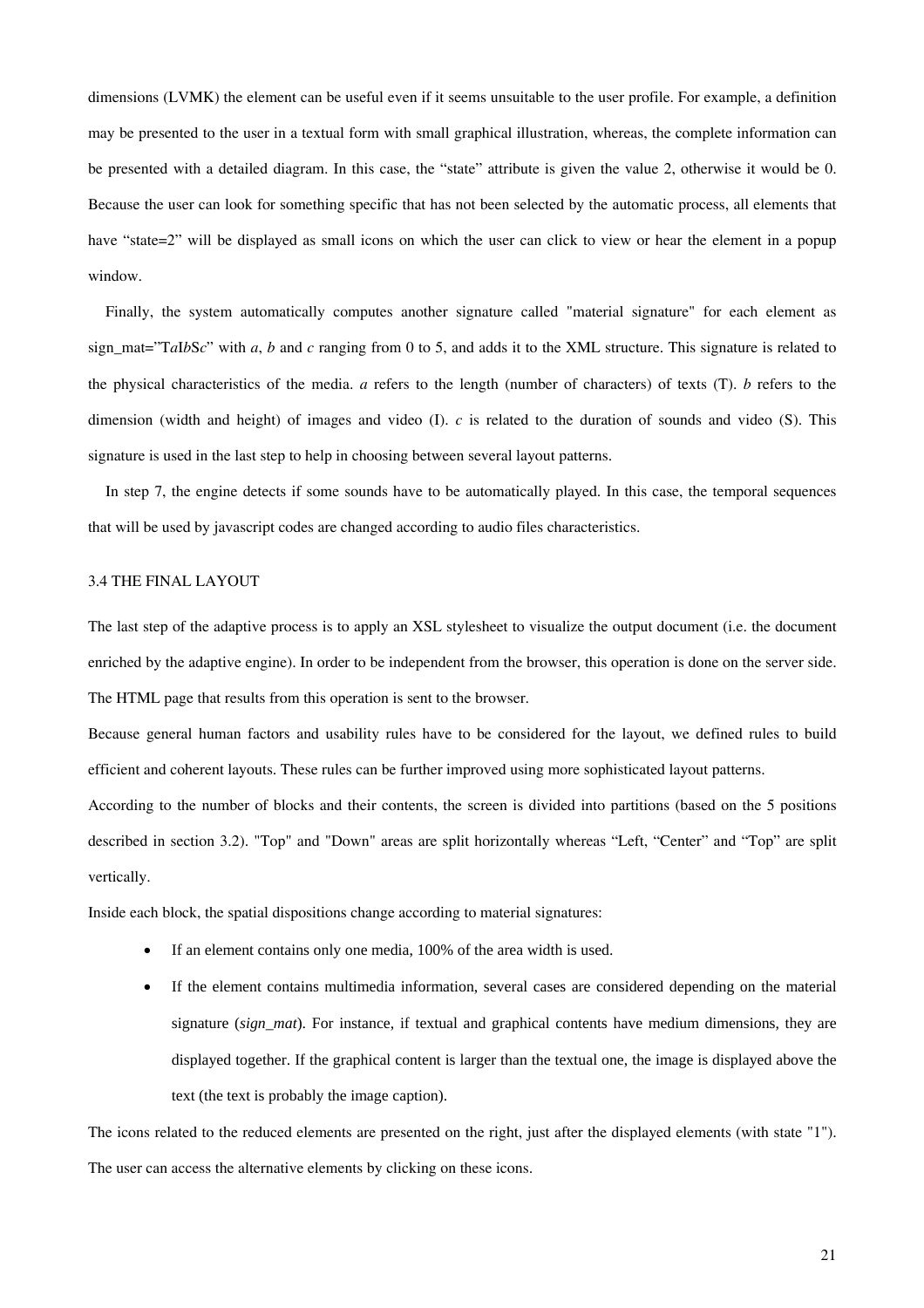dimensions (LVMK) the element can be useful even if it seems unsuitable to the user profile. For example, a definition may be presented to the user in a textual form with small graphical illustration, whereas, the complete information can be presented with a detailed diagram. In this case, the "state" attribute is given the value 2, otherwise it would be 0. Because the user can look for something specific that has not been selected by the automatic process, all elements that have "state=2" will be displayed as small icons on which the user can click to view or hear the element in a popup window.

Finally, the system automatically computes another signature called "material signature" for each element as sign_mat="T*a*I*b*S*c*" with *a*, *b* and *c* ranging from 0 to 5, and adds it to the XML structure. This signature is related to the physical characteristics of the media. *a* refers to the length (number of characters) of texts (T). *b* refers to the dimension (width and height) of images and video (I). *c* is related to the duration of sounds and video (S). This signature is used in the last step to help in choosing between several layout patterns.

In step 7, the engine detects if some sounds have to be automatically played. In this case, the temporal sequences that will be used by javascript codes are changed according to audio files characteristics.

### 3.4 THE FINAL LAYOUT

The last step of the adaptive process is to apply an XSL stylesheet to visualize the output document (i.e. the document enriched by the adaptive engine). In order to be independent from the browser, this operation is done on the server side. The HTML page that results from this operation is sent to the browser.

Because general human factors and usability rules have to be considered for the layout, we defined rules to build efficient and coherent layouts. These rules can be further improved using more sophisticated layout patterns.

According to the number of blocks and their contents, the screen is divided into partitions (based on the 5 positions described in section 3.2). "Top" and "Down" areas are split horizontally whereas "Left, "Center" and "Top" are split vertically.

Inside each block, the spatial dispositions change according to material signatures:

- If an element contains only one media, 100% of the area width is used.
- If the element contains multimedia information, several cases are considered depending on the material signature (*sign_mat*). For instance, if textual and graphical contents have medium dimensions, they are displayed together. If the graphical content is larger than the textual one, the image is displayed above the text (the text is probably the image caption).

The icons related to the reduced elements are presented on the right, just after the displayed elements (with state "1"). The user can access the alternative elements by clicking on these icons.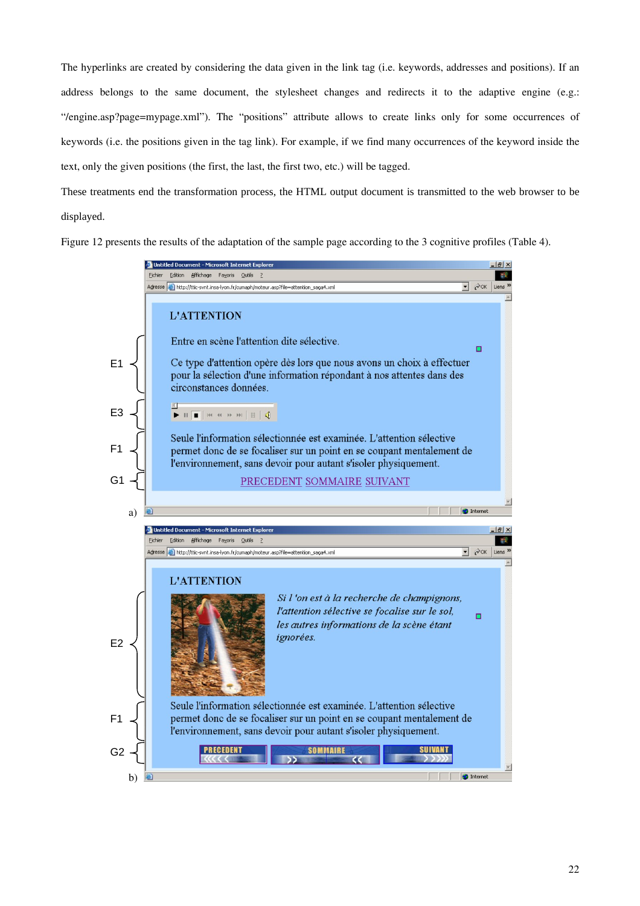The hyperlinks are created by considering the data given in the link tag (i.e. keywords, addresses and positions). If an address belongs to the same document, the stylesheet changes and redirects it to the adaptive engine (e.g.: "/engine.asp?page=mypage.xml"). The "positions" attribute allows to create links only for some occurrences of keywords (i.e. the positions given in the tag link). For example, if we find many occurrences of the keyword inside the text, only the given positions (the first, the last, the first two, etc.) will be tagged.

These treatments end the transformation process, the HTML output document is transmitted to the web browser to be displayed.

Figure 12 presents the results of the adaptation of the sample page according to the 3 cognitive profiles (Table 4).

a)

L'ATTENTION

E1: Entre en scène l'attention dite sélective.

Ce type d'attention opère dès lors que nous avons un choix à effectuer pour la sélection d'une information répondant à nos attentes dans des circonstances données.

E3

F1: Seule l'information sélectionnée est examinée. L'attention sélective permet donc de se focaliser sur un point en se coupant mentalement de l'environnement, sans devoir pour autant s'isoler physiquement.

G1: PRECEDENT SOMMAIRE SUIVANT

b)

L'ATTENTION

E2: *Si l 'on est à la recherche de champignons, l'attention sélective se focalise sur le sol, les autres informations de la scène étant ignorées.*

F1: Seule l'information sélectionnée est examinée. L'attention sélective permet donc de se focaliser sur un point en se coupant mentalement de l'environnement, sans devoir pour autant s'isoler physiquement.

G2: PRECEDENT SOMMAIRE SUIVANT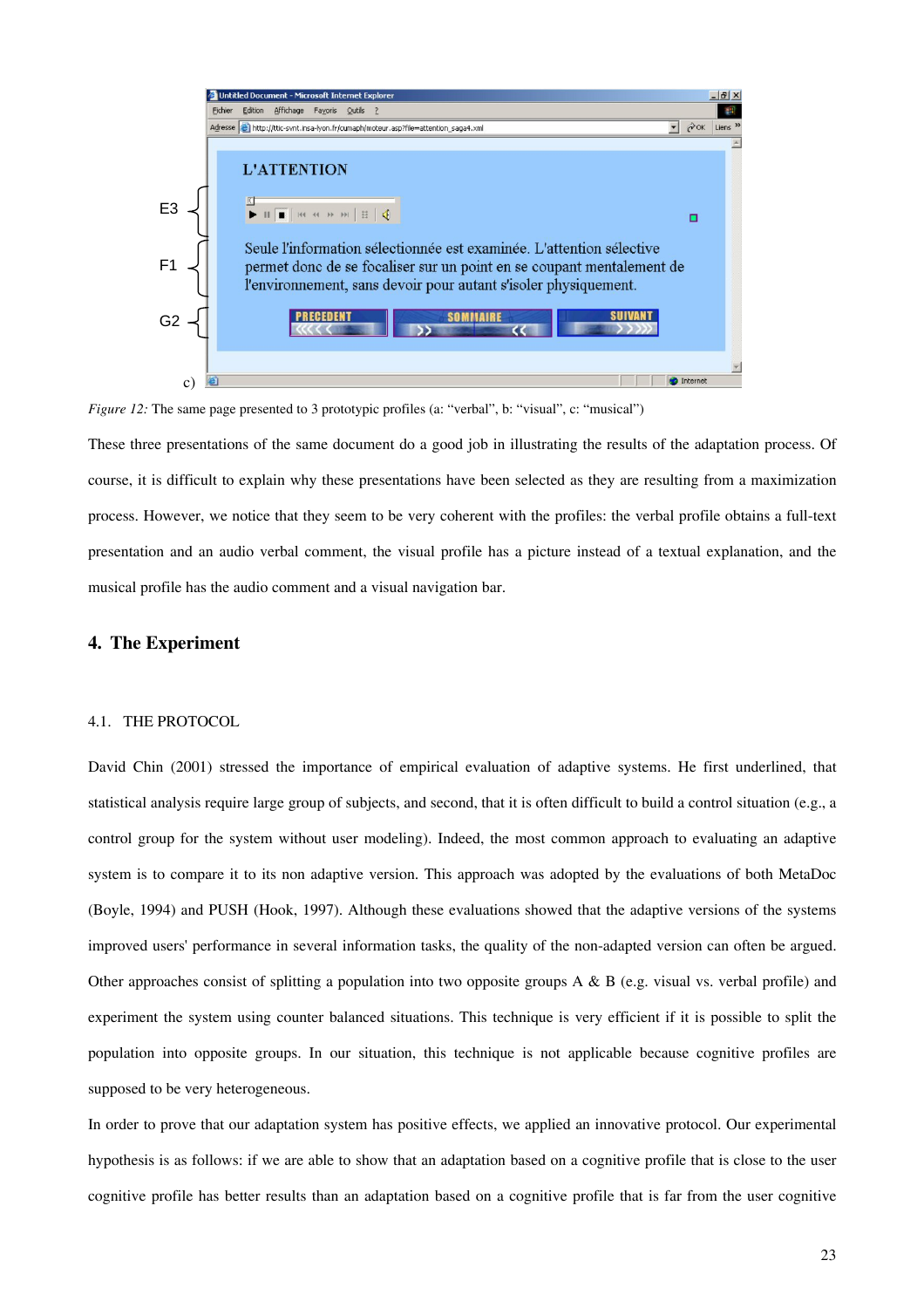*Figure 12:* The same page presented to 3 prototypic profiles (a: “verbal”, b: “visual”, c: “musical”)

These three presentations of the same document do a good job in illustrating the results of the adaptation process. Of course, it is difficult to explain why these presentations have been selected as they are resulting from a maximization process. However, we notice that they seem to be very coherent with the profiles: the verbal profile obtains a full-text presentation and an audio verbal comment, the visual profile has a picture instead of a textual explanation, and the musical profile has the audio comment and a visual navigation bar.

## 4. The Experiment

### 4.1. THE PROTOCOL

David Chin (2001) stressed the importance of empirical evaluation of adaptive systems. He first underlined, that statistical analysis require large group of subjects, and second, that it is often difficult to build a control situation (e.g., a control group for the system without user modeling). Indeed, the most common approach to evaluating an adaptive system is to compare it to its non adaptive version. This approach was adopted by the evaluations of both MetaDoc (Boyle, 1994) and PUSH (Hook, 1997). Although these evaluations showed that the adaptive versions of the systems improved users' performance in several information tasks, the quality of the non-adapted version can often be argued. Other approaches consist of splitting a population into two opposite groups A & B (e.g. visual vs. verbal profile) and experiment the system using counter balanced situations. This technique is very efficient if it is possible to split the population into opposite groups. In our situation, this technique is not applicable because cognitive profiles are supposed to be very heterogeneous.

In order to prove that our adaptation system has positive effects, we applied an innovative protocol. Our experimental hypothesis is as follows: if we are able to show that an adaptation based on a cognitive profile that is close to the user cognitive profile has better results than an adaptation based on a cognitive profile that is far from the user cognitive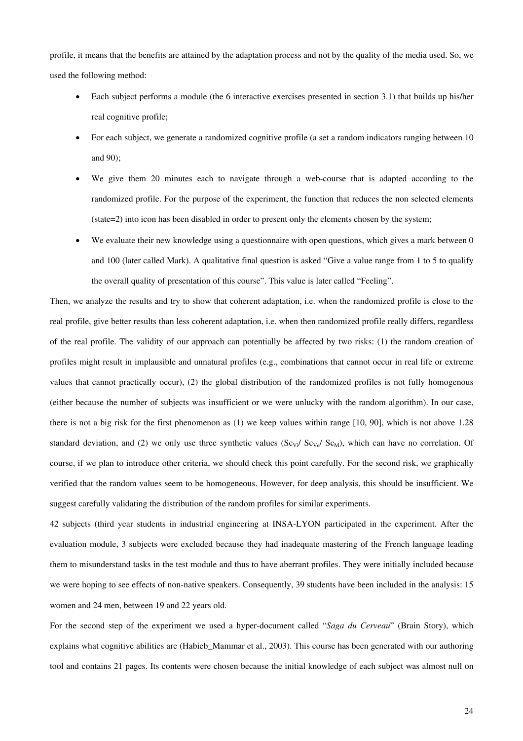profile, it means that the benefits are attained by the adaptation process and not by the quality of the media used. So, we used the following method:

- Each subject performs a module (the 6 interactive exercises presented in section 3.1) that builds up his/her real cognitive profile;
- For each subject, we generate a randomized cognitive profile (a set a random indicators ranging between 10 and 90);
- We give them 20 minutes each to navigate through a web-course that is adapted according to the randomized profile. For the purpose of the experiment, the function that reduces the non selected elements (state=2) into icon has been disabled in order to present only the elements chosen by the system;
- We evaluate their new knowledge using a questionnaire with open questions, which gives a mark between 0 and 100 (later called Mark). A qualitative final question is asked "Give a value range from 1 to 5 to qualify the overall quality of presentation of this course". This value is later called "Feeling".

Then, we analyze the results and try to show that coherent adaptation, i.e. when the randomized profile is close to the real profile, give better results than less coherent adaptation, i.e. when then randomized profile really differs, regardless of the real profile. The validity of our approach can potentially be affected by two risks: (1) the random creation of profiles might result in implausible and unnatural profiles (e.g., combinations that cannot occur in real life or extreme values that cannot practically occur), (2) the global distribution of the randomized profiles is not fully homogenous (either because the number of subjects was insufficient or we were unlucky with the random algorithm). In our case, there is not a big risk for the first phenomenon as (1) we keep values within range [10, 90], which is not above 1.28 standard deviation, and (2) we only use three synthetic values ($Sc_{Vi}$/ $Sc_{Ve}$/ $Sc_{M}$), which can have no correlation. Of course, if we plan to introduce other criteria, we should check this point carefully. For the second risk, we graphically verified that the random values seem to be homogeneous. However, for deep analysis, this should be insufficient. We suggest carefully validating the distribution of the random profiles for similar experiments.

42 subjects (third year students in industrial engineering at INSA-LYON participated in the experiment. After the evaluation module, 3 subjects were excluded because they had inadequate mastering of the French language leading them to misunderstand tasks in the test module and thus to have aberrant profiles. They were initially included because we were hoping to see effects of non-native speakers. Consequently, 39 students have been included in the analysis: 15 women and 24 men, between 19 and 22 years old.

For the second step of the experiment we used a hyper-document called "*Saga du Cerveau*" (Brain Story), which explains what cognitive abilities are (Habieb_Mammar et al., 2003). This course has been generated with our authoring tool and contains 21 pages. Its contents were chosen because the initial knowledge of each subject was almost null on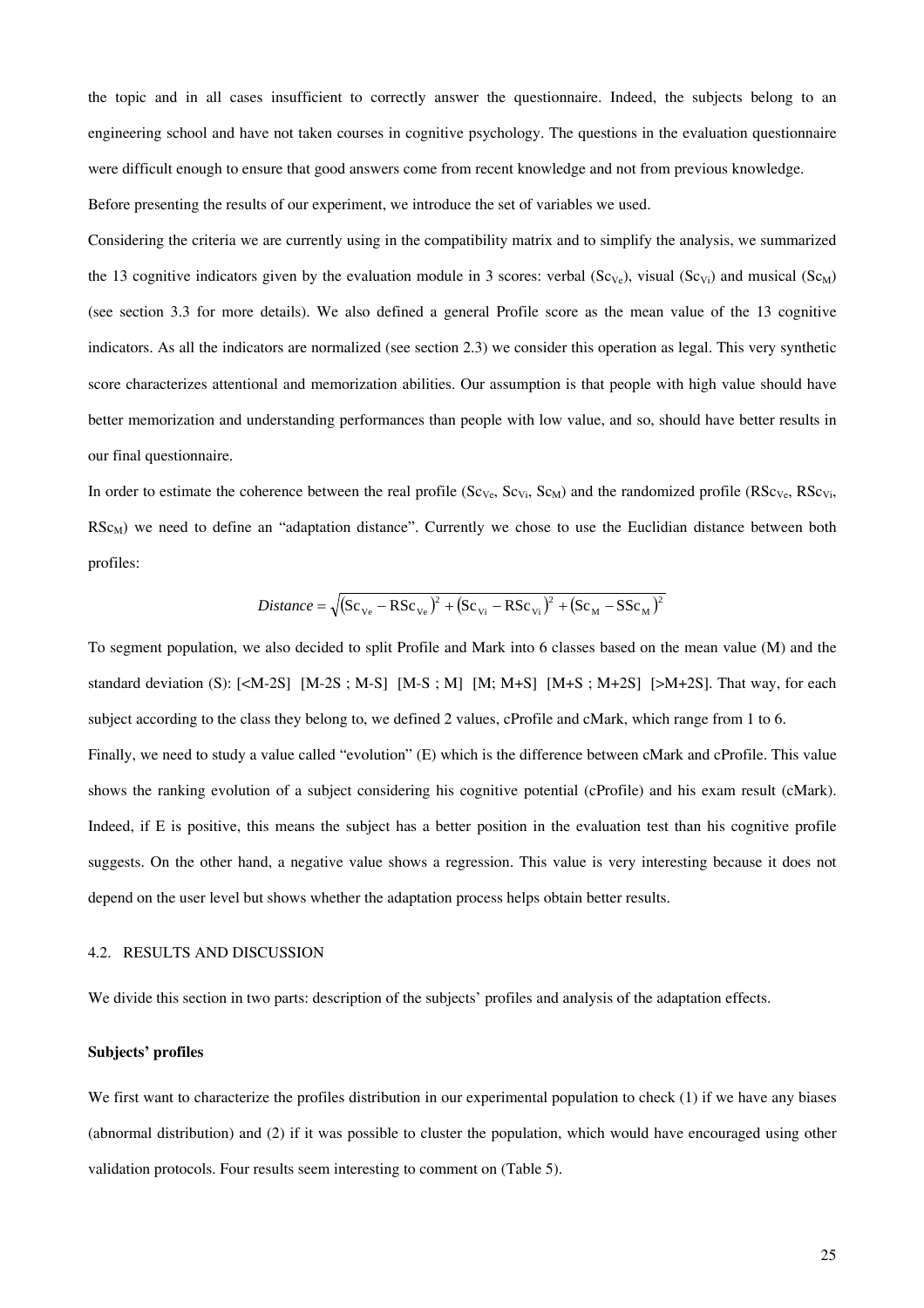the topic and in all cases insufficient to correctly answer the questionnaire. Indeed, the subjects belong to an engineering school and have not taken courses in cognitive psychology. The questions in the evaluation questionnaire were difficult enough to ensure that good answers come from recent knowledge and not from previous knowledge.

Before presenting the results of our experiment, we introduce the set of variables we used.

Considering the criteria we are currently using in the compatibility matrix and to simplify the analysis, we summarized the 13 cognitive indicators given by the evaluation module in 3 scores: verbal ($Sc_{Ve}$), visual ($Sc_{Vi}$) and musical ($Sc_M$) (see section 3.3 for more details). We also defined a general Profile score as the mean value of the 13 cognitive indicators. As all the indicators are normalized (see section 2.3) we consider this operation as legal. This very synthetic score characterizes attentional and memorization abilities. Our assumption is that people with high value should have better memorization and understanding performances than people with low value, and so, should have better results in our final questionnaire.

In order to estimate the coherence between the real profile ($Sc_{Ve}$, $Sc_{Vi}$, $Sc_M$) and the randomized profile ($RSc_{Ve}$, $RSc_{Vi}$, $RSc_M$) we need to define an "adaptation distance". Currently we chose to use the Euclidian distance between both profiles:

$$Distance = \sqrt{\left(Sc_{Ve} - RSc_{Ve}\right)^2 + \left(Sc_{Vi} - RSc_{Vi}\right)^2 + \left(Sc_M - SSc_M\right)^2}$$

To segment population, we also decided to split Profile and Mark into 6 classes based on the mean value (M) and the standard deviation (S): [<M-2S] [M-2S ; M-S] [M-S ; M] [M; M+S] [M+S ; M+2S] [>M+2S]. That way, for each subject according to the class they belong to, we defined 2 values, cProfile and cMark, which range from 1 to 6.

Finally, we need to study a value called "evolution" (E) which is the difference between cMark and cProfile. This value shows the ranking evolution of a subject considering his cognitive potential (cProfile) and his exam result (cMark). Indeed, if E is positive, this means the subject has a better position in the evaluation test than his cognitive profile suggests. On the other hand, a negative value shows a regression. This value is very interesting because it does not depend on the user level but shows whether the adaptation process helps obtain better results.

### 4.2. RESULTS AND DISCUSSION

We divide this section in two parts: description of the subjects' profiles and analysis of the adaptation effects.

**Subjects' profiles**

We first want to characterize the profiles distribution in our experimental population to check (1) if we have any biases (abnormal distribution) and (2) if it was possible to cluster the population, which would have encouraged using other validation protocols. Four results seem interesting to comment on (Table 5).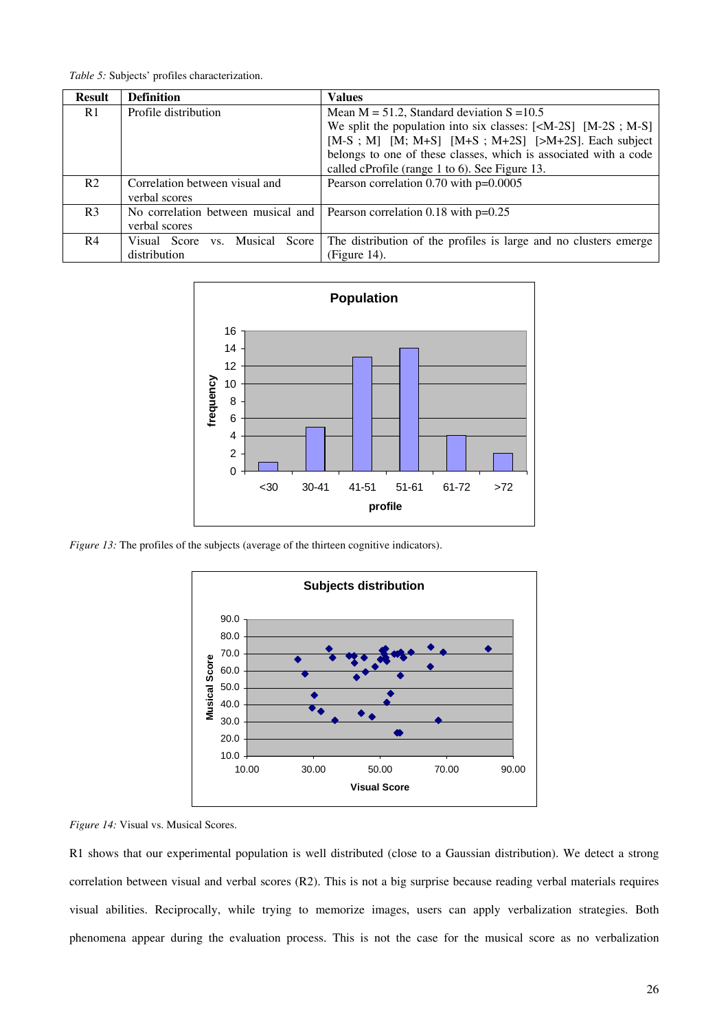*Table 5:* Subjects' profiles characterization.

| Result | Definition | Values |
|---|---|---|
| R1 | Profile distribution | Mean M = 51.2, Standard deviation S =10.5<br>We split the population into six classes: [<M-2S] [M-2S ; M-S] [M-S ; M] [M; M+S] [M+S ; M+2S] [>M+2S]. Each subject belongs to one of these classes, which is associated with a code called cProfile (range 1 to 6). See Figure 13. |
| R2 | Correlation between visual and verbal scores | Pearson correlation 0.70 with p=0.0005 |
| R3 | No correlation between musical and verbal scores | Pearson correlation 0.18 with p=0.25 |
| R4 | Visual Score vs. Musical Score distribution | The distribution of the profiles is large and no clusters emerge (Figure 14). |

*Figure 13:* The profiles of the subjects (average of the thirteen cognitive indicators).

*Figure 14:* Visual vs. Musical Scores.

R1 shows that our experimental population is well distributed (close to a Gaussian distribution). We detect a strong correlation between visual and verbal scores (R2). This is not a big surprise because reading verbal materials requires visual abilities. Reciprocally, while trying to memorize images, users can apply verbalization strategies. Both phenomena appear during the evaluation process. This is not the case for the musical score as no verbalization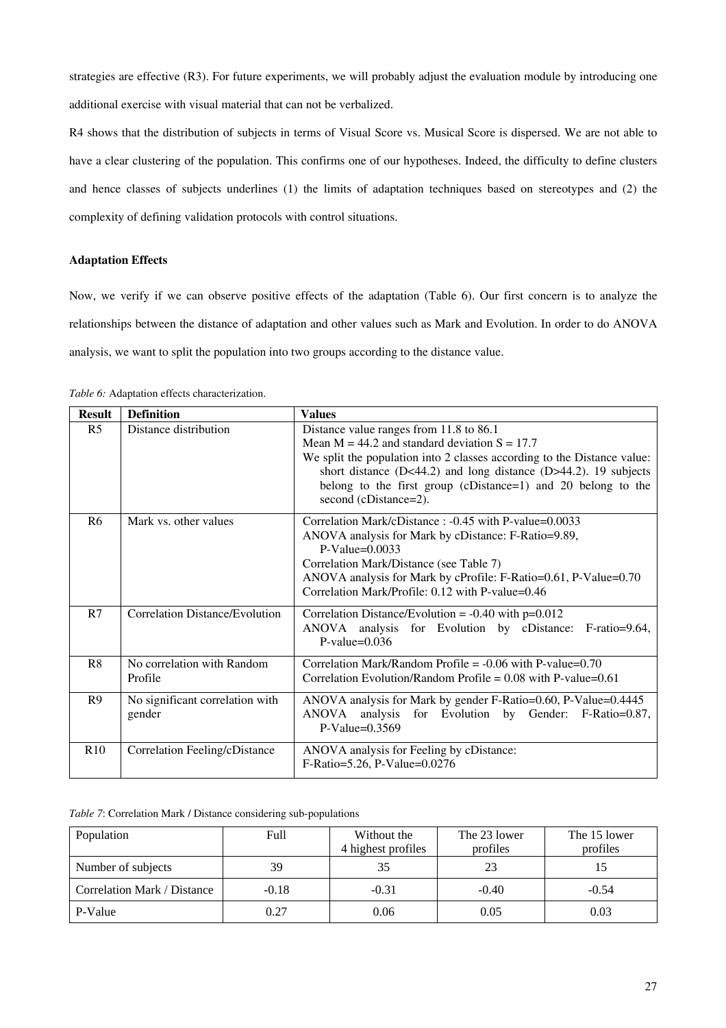strategies are effective (R3). For future experiments, we will probably adjust the evaluation module by introducing one additional exercise with visual material that can not be verbalized.

R4 shows that the distribution of subjects in terms of Visual Score vs. Musical Score is dispersed. We are not able to have a clear clustering of the population. This confirms one of our hypotheses. Indeed, the difficulty to define clusters and hence classes of subjects underlines (1) the limits of adaptation techniques based on stereotypes and (2) the complexity of defining validation protocols with control situations.

**Adaptation Effects**

Now, we verify if we can observe positive effects of the adaptation (Table 6). Our first concern is to analyze the relationships between the distance of adaptation and other values such as Mark and Evolution. In order to do ANOVA analysis, we want to split the population into two groups according to the distance value.

*Table 6:* Adaptation effects characterization.

| Result | Definition | Values |
|---|---|---|
| R5 | Distance distribution | Distance value ranges from 11.8 to 86.1<br>Mean M = 44.2 and standard deviation S = 17.7<br>We split the population into 2 classes according to the Distance value: short distance (D<44.2) and long distance (D>44.2). 19 subjects belong to the first group (cDistance=1) and 20 belong to the second (cDistance=2). |
| R6 | Mark vs. other values | Correlation Mark/cDistance : -0.45 with P-value=0.0033<br>ANOVA analysis for Mark by cDistance: F-Ratio=9.89, P-Value=0.0033<br>Correlation Mark/Distance (see Table 7)<br>ANOVA analysis for Mark by cProfile: F-Ratio=0.61, P-Value=0.70<br>Correlation Mark/Profile: 0.12 with P-value=0.46 |
| R7 | Correlation Distance/Evolution | Correlation Distance/Evolution = -0.40 with p=0.012<br>ANOVA analysis for Evolution by cDistance: F-ratio=9.64, P-value=0.036 |
| R8 | No correlation with Random Profile | Correlation Mark/Random Profile = -0.06 with P-value=0.70<br>Correlation Evolution/Random Profile = 0.08 with P-value=0.61 |
| R9 | No significant correlation with gender | ANOVA analysis for Mark by gender F-Ratio=0.60, P-Value=0.4445<br>ANOVA analysis for Evolution by Gender: F-Ratio=0.87, P-Value=0.3569 |
| R10 | Correlation Feeling/cDistance | ANOVA analysis for Feeling by cDistance:<br>F-Ratio=5.26, P-Value=0.0276 |

*Table 7*: Correlation Mark / Distance considering sub-populations

| Population | Full | Without the 4 highest profiles | The 23 lower profiles | The 15 lower profiles |
|---|---|---|---|---|
| Number of subjects | 39 | 35 | 23 | 15 |
| Correlation Mark / Distance | -0.18 | -0.31 | -0.40 | -0.54 |
| P-Value | 0.27 | 0.06 | 0.05 | 0.03 |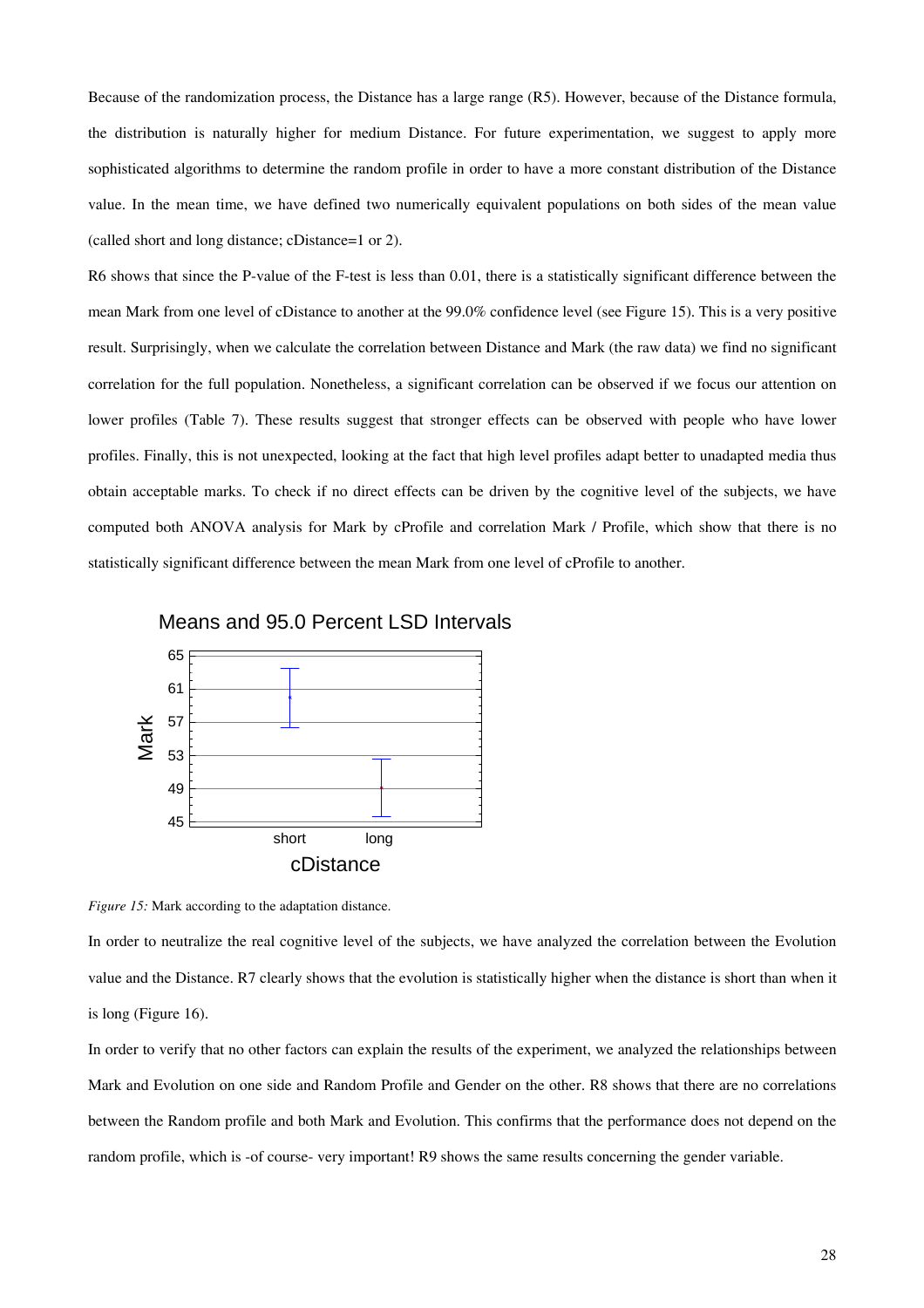Because of the randomization process, the Distance has a large range (R5). However, because of the Distance formula, the distribution is naturally higher for medium Distance. For future experimentation, we suggest to apply more sophisticated algorithms to determine the random profile in order to have a more constant distribution of the Distance value. In the mean time, we have defined two numerically equivalent populations on both sides of the mean value (called short and long distance; cDistance=1 or 2).

R6 shows that since the P-value of the F-test is less than 0.01, there is a statistically significant difference between the mean Mark from one level of cDistance to another at the 99.0% confidence level (see Figure 15). This is a very positive result. Surprisingly, when we calculate the correlation between Distance and Mark (the raw data) we find no significant correlation for the full population. Nonetheless, a significant correlation can be observed if we focus our attention on lower profiles (Table 7). These results suggest that stronger effects can be observed with people who have lower profiles. Finally, this is not unexpected, looking at the fact that high level profiles adapt better to unadapted media thus obtain acceptable marks. To check if no direct effects can be driven by the cognitive level of the subjects, we have computed both ANOVA analysis for Mark by cProfile and correlation Mark / Profile, which show that there is no statistically significant difference between the mean Mark from one level of cProfile to another.

Means and 95.0 Percent LSD Intervals

*Figure 15:* Mark according to the adaptation distance.

In order to neutralize the real cognitive level of the subjects, we have analyzed the correlation between the Evolution value and the Distance. R7 clearly shows that the evolution is statistically higher when the distance is short than when it is long (Figure 16).

In order to verify that no other factors can explain the results of the experiment, we analyzed the relationships between Mark and Evolution on one side and Random Profile and Gender on the other. R8 shows that there are no correlations between the Random profile and both Mark and Evolution. This confirms that the performance does not depend on the random profile, which is -of course- very important! R9 shows the same results concerning the gender variable.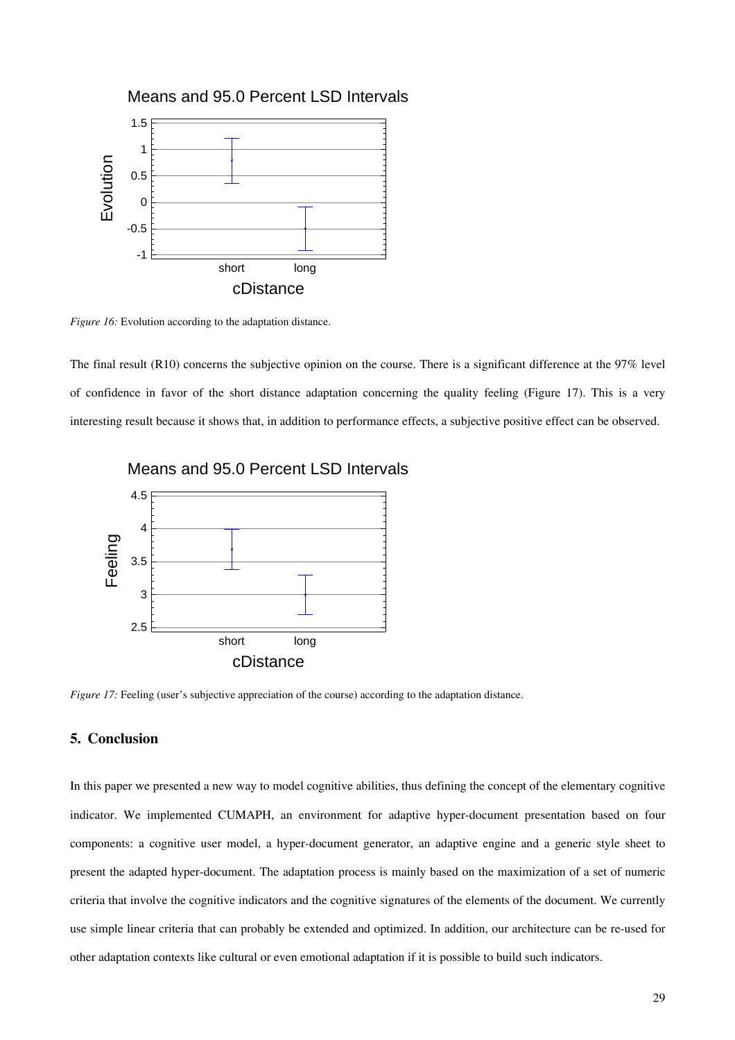*Figure 16:* Evolution according to the adaptation distance.

The final result (R10) concerns the subjective opinion on the course. There is a significant difference at the 97% level of confidence in favor of the short distance adaptation concerning the quality feeling (Figure 17). This is a very interesting result because it shows that, in addition to performance effects, a subjective positive effect can be observed.

*Figure 17:* Feeling (user's subjective appreciation of the course) according to the adaptation distance.

## 5. Conclusion

In this paper we presented a new way to model cognitive abilities, thus defining the concept of the elementary cognitive indicator. We implemented CUMAPH, an environment for adaptive hyper-document presentation based on four components: a cognitive user model, a hyper-document generator, an adaptive engine and a generic style sheet to present the adapted hyper-document. The adaptation process is mainly based on the maximization of a set of numeric criteria that involve the cognitive indicators and the cognitive signatures of the elements of the document. We currently use simple linear criteria that can probably be extended and optimized. In addition, our architecture can be re-used for other adaptation contexts like cultural or even emotional adaptation if it is possible to build such indicators.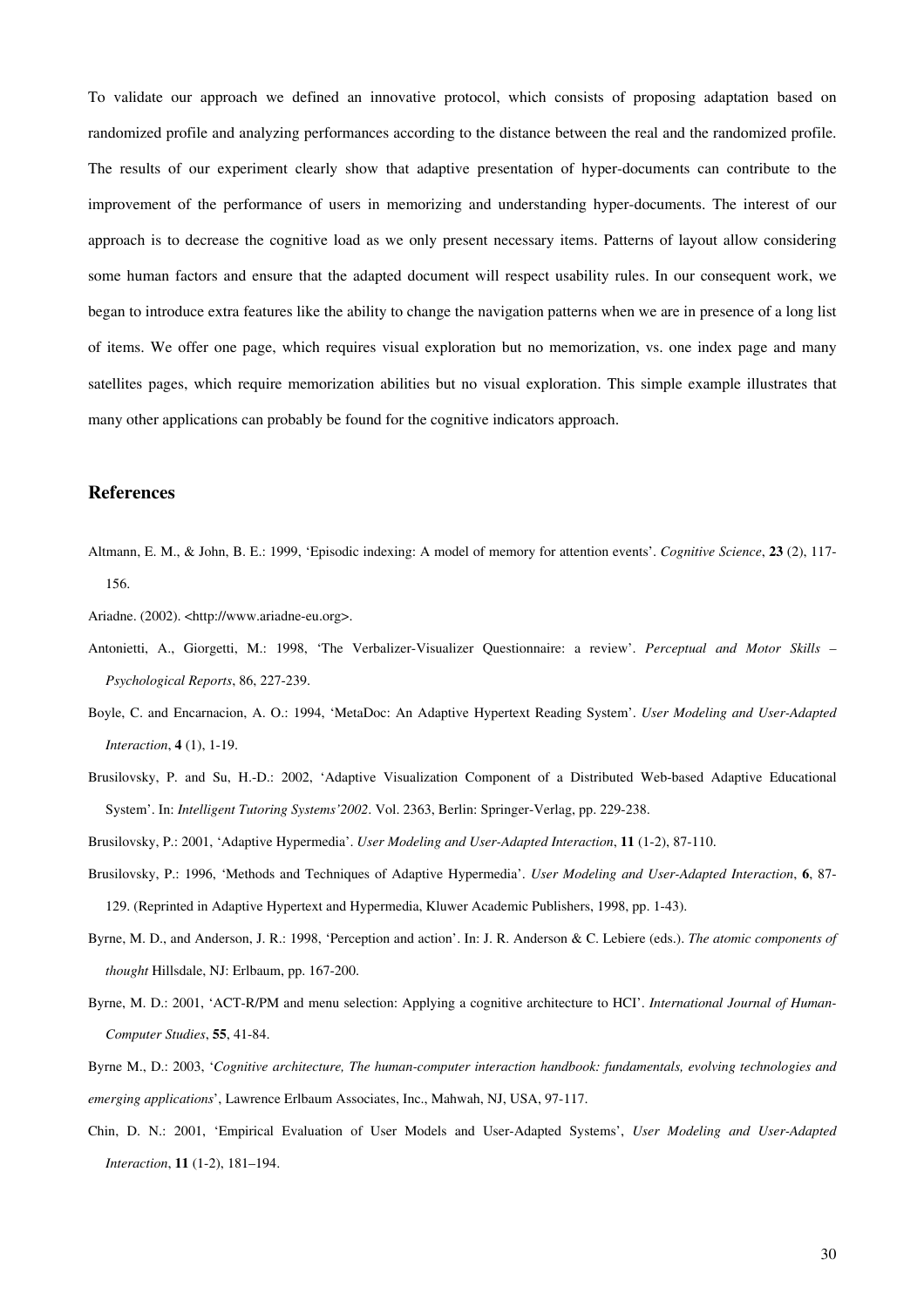To validate our approach we defined an innovative protocol, which consists of proposing adaptation based on randomized profile and analyzing performances according to the distance between the real and the randomized profile. The results of our experiment clearly show that adaptive presentation of hyper-documents can contribute to the improvement of the performance of users in memorizing and understanding hyper-documents. The interest of our approach is to decrease the cognitive load as we only present necessary items. Patterns of layout allow considering some human factors and ensure that the adapted document will respect usability rules. In our consequent work, we began to introduce extra features like the ability to change the navigation patterns when we are in presence of a long list of items. We offer one page, which requires visual exploration but no memorization, vs. one index page and many satellites pages, which require memorization abilities but no visual exploration. This simple example illustrates that many other applications can probably be found for the cognitive indicators approach.

## References

Altmann, E. M., & John, B. E.: 1999, 'Episodic indexing: A model of memory for attention events'. *Cognitive Science*, **23** (2), 117-156.

Ariadne. (2002). <http://www.ariadne-eu.org>.

Antonietti, A., Giorgetti, M.: 1998, 'The Verbalizer-Visualizer Questionnaire: a review'. *Perceptual and Motor Skills – Psychological Reports*, 86, 227-239.

Boyle, C. and Encarnacion, A. O.: 1994, 'MetaDoc: An Adaptive Hypertext Reading System'. *User Modeling and User-Adapted Interaction*, **4** (1), 1-19.

Brusilovsky, P. and Su, H.-D.: 2002, 'Adaptive Visualization Component of a Distributed Web-based Adaptive Educational System'. In: *Intelligent Tutoring Systems'2002*. Vol. 2363, Berlin: Springer-Verlag, pp. 229-238.

Brusilovsky, P.: 2001, 'Adaptive Hypermedia'. *User Modeling and User-Adapted Interaction*, **11** (1-2), 87-110.

Brusilovsky, P.: 1996, 'Methods and Techniques of Adaptive Hypermedia'. *User Modeling and User-Adapted Interaction*, **6**, 87-129. (Reprinted in Adaptive Hypertext and Hypermedia, Kluwer Academic Publishers, 1998, pp. 1-43).

Byrne, M. D., and Anderson, J. R.: 1998, 'Perception and action'. In: J. R. Anderson & C. Lebiere (eds.). *The atomic components of thought* Hillsdale, NJ: Erlbaum, pp. 167-200.

Byrne, M. D.: 2001, 'ACT-R/PM and menu selection: Applying a cognitive architecture to HCI'. *International Journal of Human-Computer Studies*, **55**, 41-84.

Byrne M., D.: 2003, '*Cognitive architecture, The human-computer interaction handbook: fundamentals, evolving technologies and emerging applications*', Lawrence Erlbaum Associates, Inc., Mahwah, NJ, USA, 97-117.

Chin, D. N.: 2001, 'Empirical Evaluation of User Models and User-Adapted Systems', *User Modeling and User-Adapted Interaction*, **11** (1-2), 181–194.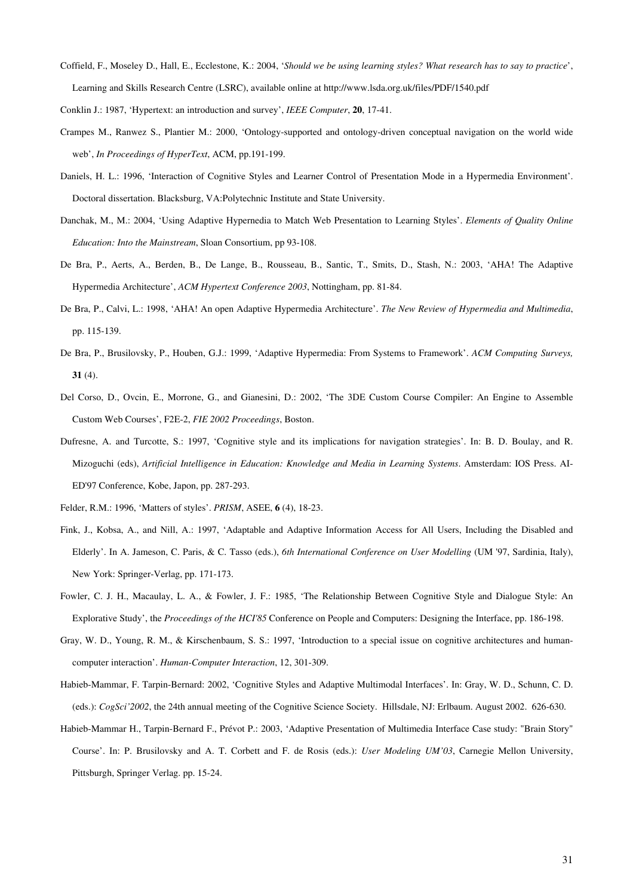Coffield, F., Moseley D., Hall, E., Ecclestone, K.: 2004, '*Should we be using learning styles? What research has to say to practice*', Learning and Skills Research Centre (LSRC), available online at http://www.lsda.org.uk/files/PDF/1540.pdf

Conklin J.: 1987, 'Hypertext: an introduction and survey', *IEEE Computer*, **20**, 17-41.

Crampes M., Ranwez S., Plantier M.: 2000, 'Ontology-supported and ontology-driven conceptual navigation on the world wide web', *In Proceedings of HyperText*, ACM, pp.191-199.

Daniels, H. L.: 1996, 'Interaction of Cognitive Styles and Learner Control of Presentation Mode in a Hypermedia Environment'. Doctoral dissertation. Blacksburg, VA:Polytechnic Institute and State University.

Danchak, M., M.: 2004, 'Using Adaptive Hypernedia to Match Web Presentation to Learning Styles'. *Elements of Quality Online Education: Into the Mainstream*, Sloan Consortium, pp 93-108.

De Bra, P., Aerts, A., Berden, B., De Lange, B., Rousseau, B., Santic, T., Smits, D., Stash, N.: 2003, 'AHA! The Adaptive Hypermedia Architecture', *ACM Hypertext Conference 2003*, Nottingham, pp. 81-84.

De Bra, P., Calvi, L.: 1998, 'AHA! An open Adaptive Hypermedia Architecture'. *The New Review of Hypermedia and Multimedia*, pp. 115-139.

De Bra, P., Brusilovsky, P., Houben, G.J.: 1999, 'Adaptive Hypermedia: From Systems to Framework'. *ACM Computing Surveys,* **31** (4).

Del Corso, D., Ovcin, E., Morrone, G., and Gianesini, D.: 2002, 'The 3DE Custom Course Compiler: An Engine to Assemble Custom Web Courses', F2E-2, *FIE 2002 Proceedings*, Boston.

Dufresne, A. and Turcotte, S.: 1997, 'Cognitive style and its implications for navigation strategies'. In: B. D. Boulay, and R. Mizoguchi (eds), *Artificial Intelligence in Education: Knowledge and Media in Learning Systems*. Amsterdam: IOS Press. AI-ED'97 Conference, Kobe, Japon, pp. 287-293.

Felder, R.M.: 1996, 'Matters of styles'. *PRISM*, ASEE, **6** (4), 18-23.

Fink, J., Kobsa, A., and Nill, A.: 1997, 'Adaptable and Adaptive Information Access for All Users, Including the Disabled and Elderly'. In A. Jameson, C. Paris, & C. Tasso (eds.), *6th International Conference on User Modelling* (UM '97, Sardinia, Italy), New York: Springer-Verlag, pp. 171-173.

Fowler, C. J. H., Macaulay, L. A., & Fowler, J. F.: 1985, 'The Relationship Between Cognitive Style and Dialogue Style: An Explorative Study', the *Proceedings of the HCI'85* Conference on People and Computers: Designing the Interface, pp. 186-198.

Gray, W. D., Young, R. M., & Kirschenbaum, S. S.: 1997, 'Introduction to a special issue on cognitive architectures and human-computer interaction'. *Human-Computer Interaction*, 12, 301-309.

Habieb-Mammar, F. Tarpin-Bernard: 2002, 'Cognitive Styles and Adaptive Multimodal Interfaces'. In: Gray, W. D., Schunn, C. D. (eds.): *CogSci'2002*, the 24th annual meeting of the Cognitive Science Society. Hillsdale, NJ: Erlbaum. August 2002. 626-630.

Habieb-Mammar H., Tarpin-Bernard F., Prévot P.: 2003, 'Adaptive Presentation of Multimedia Interface Case study: "Brain Story" Course'. In: P. Brusilovsky and A. T. Corbett and F. de Rosis (eds.): *User Modeling UM'03*, Carnegie Mellon University, Pittsburgh, Springer Verlag. pp. 15-24.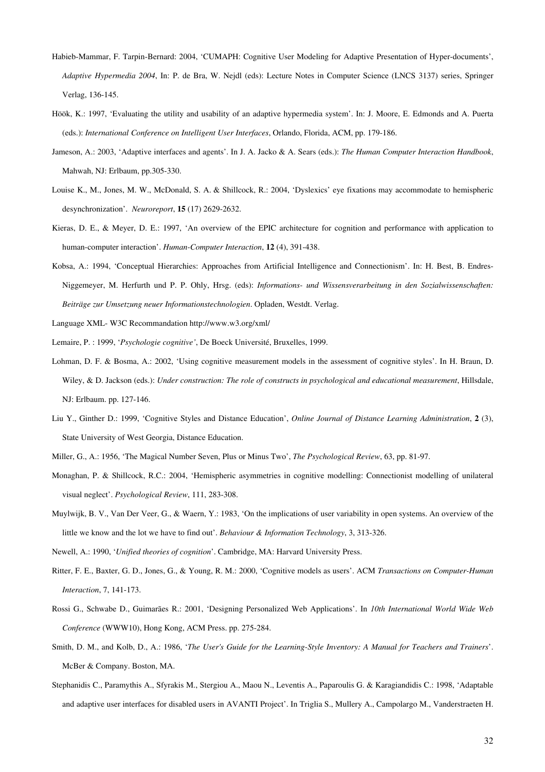Habieb-Mammar, F. Tarpin-Bernard: 2004, 'CUMAPH: Cognitive User Modeling for Adaptive Presentation of Hyper-documents', *Adaptive Hypermedia 2004*, In: P. de Bra, W. Nejdl (eds): Lecture Notes in Computer Science (LNCS 3137) series, Springer Verlag, 136-145.

Höök, K.: 1997, 'Evaluating the utility and usability of an adaptive hypermedia system'. In: J. Moore, E. Edmonds and A. Puerta (eds.): *International Conference on Intelligent User Interfaces*, Orlando, Florida, ACM, pp. 179-186.

Jameson, A.: 2003, 'Adaptive interfaces and agents'. In J. A. Jacko & A. Sears (eds.): *The Human Computer Interaction Handbook*, Mahwah, NJ: Erlbaum, pp.305-330.

Louise K., M., Jones, M. W., McDonald, S. A. & Shillcock, R.: 2004, 'Dyslexics' eye fixations may accommodate to hemispheric desynchronization'. *Neuroreport*, **15** (17) 2629-2632.

Kieras, D. E., & Meyer, D. E.: 1997, 'An overview of the EPIC architecture for cognition and performance with application to human-computer interaction'. *Human-Computer Interaction*, **12** (4), 391-438.

Kobsa, A.: 1994, 'Conceptual Hierarchies: Approaches from Artificial Intelligence and Connectionism'. In: H. Best, B. Endres-Niggemeyer, M. Herfurth und P. P. Ohly, Hrsg. (eds): *Informations- und Wissensverarbeitung in den Sozialwissenschaften: Beiträge zur Umsetzung neuer Informationstechnologien*. Opladen, Westdt. Verlag.

Language XML- W3C Recommandation http://www.w3.org/xml/

Lemaire, P. : 1999, '*Psychologie cognitive'*, De Boeck Université, Bruxelles, 1999.

Lohman, D. F. & Bosma, A.: 2002, 'Using cognitive measurement models in the assessment of cognitive styles'. In H. Braun, D. Wiley, & D. Jackson (eds.): *Under construction: The role of constructs in psychological and educational measurement*, Hillsdale, NJ: Erlbaum. pp. 127-146.

Liu Y., Ginther D.: 1999, 'Cognitive Styles and Distance Education', *Online Journal of Distance Learning Administration*, **2** (3), State University of West Georgia, Distance Education.

Miller, G., A.: 1956, 'The Magical Number Seven, Plus or Minus Two', *The Psychological Review*, 63, pp. 81-97.

Monaghan, P. & Shillcock, R.C.: 2004, 'Hemispheric asymmetries in cognitive modelling: Connectionist modelling of unilateral visual neglect'. *Psychological Review*, 111, 283-308.

Muylwijk, B. V., Van Der Veer, G., & Waern, Y.: 1983, 'On the implications of user variability in open systems. An overview of the little we know and the lot we have to find out'. *Behaviour & Information Technology*, 3, 313-326.

Newell, A.: 1990, '*Unified theories of cognition*'. Cambridge, MA: Harvard University Press.

Ritter, F. E., Baxter, G. D., Jones, G., & Young, R. M.: 2000, 'Cognitive models as users'. ACM *Transactions on Computer-Human Interaction*, 7, 141-173.

Rossi G., Schwabe D., Guimarães R.: 2001, 'Designing Personalized Web Applications'. In *10th International World Wide Web Conference* (WWW10), Hong Kong, ACM Press. pp. 275-284.

Smith, D. M., and Kolb, D., A.: 1986, '*The User's Guide for the Learning-Style Inventory: A Manual for Teachers and Trainers*'. McBer & Company. Boston, MA.

Stephanidis C., Paramythis A., Sfyrakis M., Stergiou A., Maou N., Leventis A., Paparoulis G. & Karagiandidis C.: 1998, 'Adaptable and adaptive user interfaces for disabled users in AVANTI Project'. In Triglia S., Mullery A., Campolargo M., Vanderstraeten H.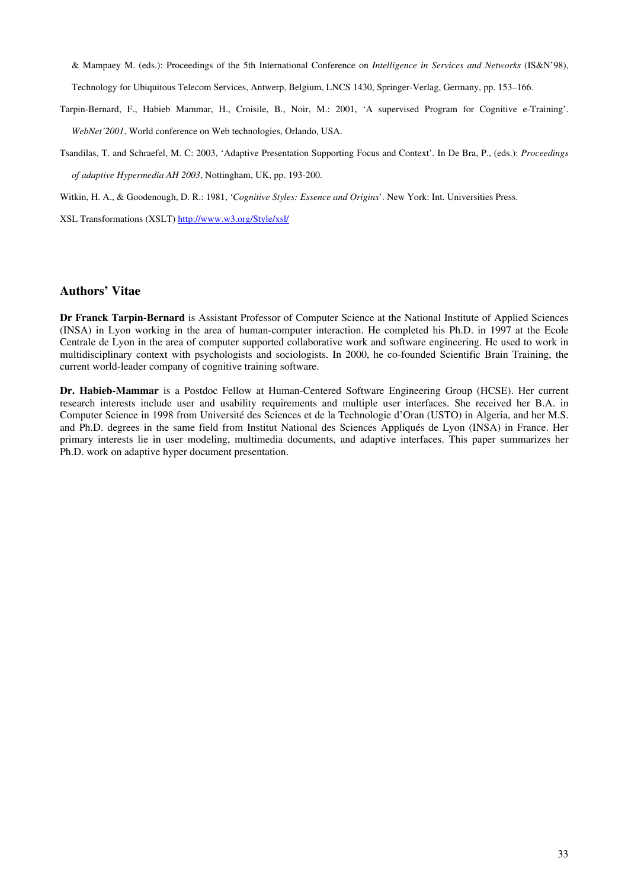& Mampaey M. (eds.): Proceedings of the 5th International Conference on *Intelligence in Services and Networks* (IS&N'98), Technology for Ubiquitous Telecom Services, Antwerp, Belgium, LNCS 1430, Springer-Verlag, Germany, pp. 153–166.

Tarpin-Bernard, F., Habieb Mammar, H., Croisile, B., Noir, M.: 2001, 'A supervised Program for Cognitive e-Training'. *WebNet'2001*, World conference on Web technologies, Orlando, USA.

Tsandilas, T. and Schraefel, M. C: 2003, 'Adaptive Presentation Supporting Focus and Context'. In De Bra, P., (eds.): *Proceedings of adaptive Hypermedia AH 2003*, Nottingham, UK, pp. 193-200.

Witkin, H. A., & Goodenough, D. R.: 1981, '*Cognitive Styles: Essence and Origins*'. New York: Int. Universities Press.

XSL Transformations (XSLT) http://www.w3.org/Style/xsl/

## Authors' Vitae

**Dr Franck Tarpin-Bernard** is Assistant Professor of Computer Science at the National Institute of Applied Sciences (INSA) in Lyon working in the area of human-computer interaction. He completed his Ph.D. in 1997 at the Ecole Centrale de Lyon in the area of computer supported collaborative work and software engineering. He used to work in multidisciplinary context with psychologists and sociologists. In 2000, he co-founded Scientific Brain Training, the current world-leader company of cognitive training software.

**Dr. Habieb-Mammar** is a Postdoc Fellow at Human-Centered Software Engineering Group (HCSE). Her current research interests include user and usability requirements and multiple user interfaces. She received her B.A. in Computer Science in 1998 from Université des Sciences et de la Technologie d'Oran (USTO) in Algeria, and her M.S. and Ph.D. degrees in the same field from Institut National des Sciences Appliqués de Lyon (INSA) in France. Her primary interests lie in user modeling, multimedia documents, and adaptive interfaces. This paper summarizes her Ph.D. work on adaptive hyper document presentation.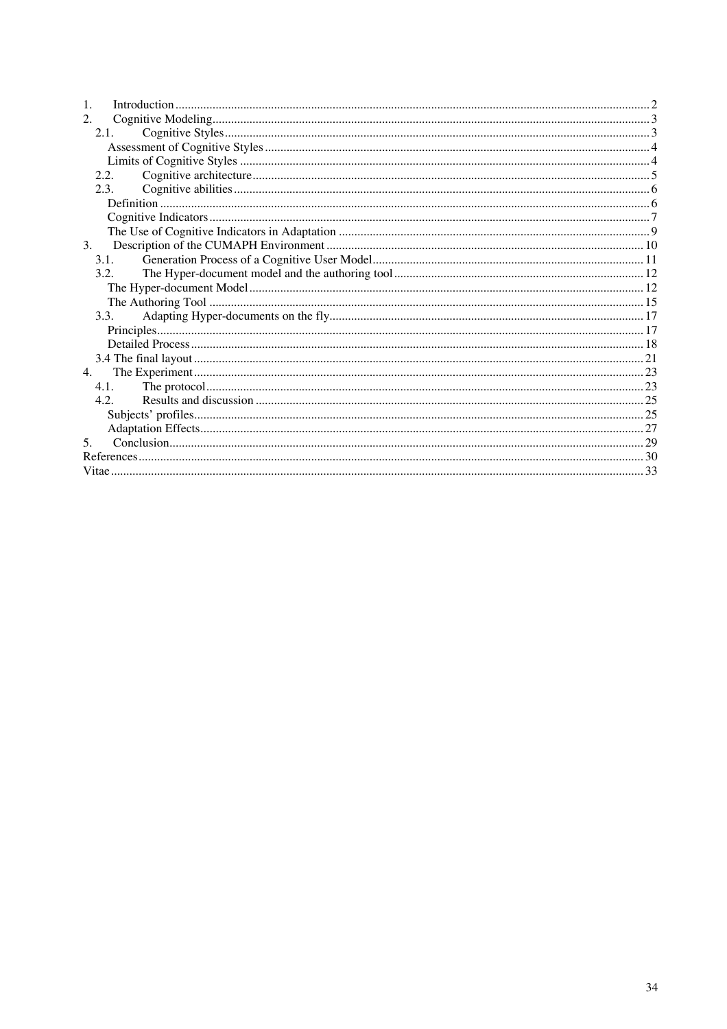1. Introduction .......... 2
2. Cognitive Modeling .......... 3
   2.1. Cognitive Styles .......... 3
      Assessment of Cognitive Styles .......... 4
      Limits of Cognitive Styles .......... 4
   2.2. Cognitive architecture .......... 5
   2.3. Cognitive abilities .......... 6
      Definition .......... 6
      Cognitive Indicators .......... 7
      The Use of Cognitive Indicators in Adaptation .......... 9
3. Description of the CUMAPH Environment .......... 10
   3.1. Generation Process of a Cognitive User Model .......... 11
   3.2. The Hyper-document model and the authoring tool .......... 12
      The Hyper-document Model .......... 12
      The Authoring Tool .......... 15
   3.3. Adapting Hyper-documents on the fly .......... 17
      Principles .......... 17
      Detailed Process .......... 18
   3.4 The final layout .......... 21
4. The Experiment .......... 23
   4.1. The protocol .......... 23
   4.2. Results and discussion .......... 25
      Subjects' profiles .......... 25
      Adaptation Effects .......... 27
5. Conclusion .......... 29

References .......... 30

Vitae .......... 33